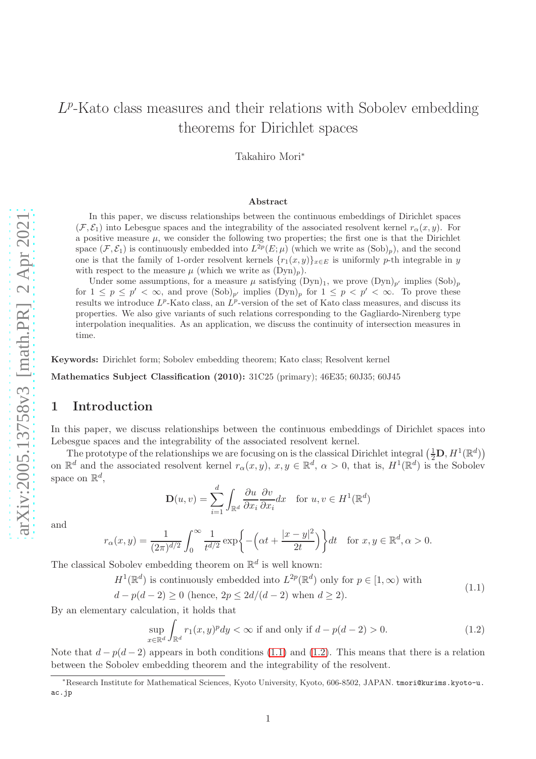# $L^p$-Kato class measures and their relations with Sobolev embedding theorems for Dirichlet spaces

Takahiro Mori*

## Abstract

In this paper, we discuss relationships between the continuous embeddings of Dirichlet spaces $(\mathcal{F}, \mathcal{E}_1)$ into Lebesgue spaces and the integrability of the associated resolvent kernel $r_\alpha(x,y)$. For a positive measure $\mu$, we consider the following two properties; the first one is that the Dirichlet space $(\mathcal{F}, \mathcal{E}_1)$ is continuously embedded into $L^{2p}(E;\mu)$ (which we write as $(\mathrm{Sob})_p$), and the second one is that the family of 1-order resolvent kernels $\{r_1(x,y)\}_{x\in E}$ is uniformly $p$-th integrable in $y$ with respect to the measure $\mu$ (which we write as $(\mathrm{Dyn})_p$).

Under some assumptions, for a measure $\mu$ satisfying $(\mathrm{Dyn})_1$, we prove $(\mathrm{Dyn})_{p'}$ implies $(\mathrm{Sob})_p$ for $1 \le p \le p' < \infty$, and prove $(\mathrm{Sob})_{p'}$ implies $(\mathrm{Dyn})_p$ for $1 \le p < p' < \infty$. To prove these results we introduce $L^p$-Kato class, an $L^p$-version of the set of Kato class measures, and discuss its properties. We also give variants of such relations corresponding to the Gagliardo-Nirenberg type interpolation inequalities. As an application, we discuss the continuity of intersection measures in time.

**Keywords:** Dirichlet form; Sobolev embedding theorem; Kato class; Resolvent kernel

**Mathematics Subject Classification (2010):** 31C25 (primary); 46E35; 60J35; 60J45

## 1 Introduction

In this paper, we discuss relationships between the continuous embeddings of Dirichlet spaces into Lebesgue spaces and the integrability of the associated resolvent kernel.

The prototype of the relationships we are focusing on is the classical Dirichlet integral $\left(\frac{1}{2}\mathbf{D}, H^1(\mathbb{R}^d)\right)$ on $\mathbb{R}^d$ and the associated resolvent kernel $r_\alpha(x,y)$, $x,y \in \mathbb{R}^d$, $\alpha > 0$, that is, $H^1(\mathbb{R}^d)$ is the Sobolev space on $\mathbb{R}^d$,

$$\mathbf{D}(u,v) = \sum_{i=1}^d \int_{\mathbb{R}^d} \frac{\partial u}{\partial x_i}\frac{\partial v}{\partial x_i}dx \quad \text{for } u,v \in H^1(\mathbb{R}^d)$$

and

$$r_\alpha(x,y) = \frac{1}{(2\pi)^{d/2}}\int_0^\infty \frac{1}{t^{d/2}}\exp\left\{-\left(\alpha t + \frac{|x-y|^2}{2t}\right)\right\}dt \quad \text{for } x,y \in \mathbb{R}^d, \alpha > 0.$$

The classical Sobolev embedding theorem on $\mathbb{R}^d$ is well known:

$$\begin{aligned}&H^1(\mathbb{R}^d) \text{ is continuously embedded into } L^{2p}(\mathbb{R}^d) \text{ only for } p \in [1,\infty) \text{ with} \\ &d - p(d-2) \ge 0 \text{ (hence, } 2p \le 2d/(d-2) \text{ when } d \ge 2).\end{aligned} \tag{1.1}$$

By an elementary calculation, it holds that

$$\sup_{x\in\mathbb{R}^d}\int_{\mathbb{R}^d} r_1(x,y)^p dy < \infty \text{ if and only if } d - p(d-2) > 0. \tag{1.2}$$

Note that $d - p(d-2)$ appears in both conditions (1.1) and (1.2). This means that there is a relation between the Sobolev embedding theorem and the integrability of the resolvent.

*Research Institute for Mathematical Sciences, Kyoto University, Kyoto, 606-8502, JAPAN. tmori@kurims.kyoto-u.ac.jp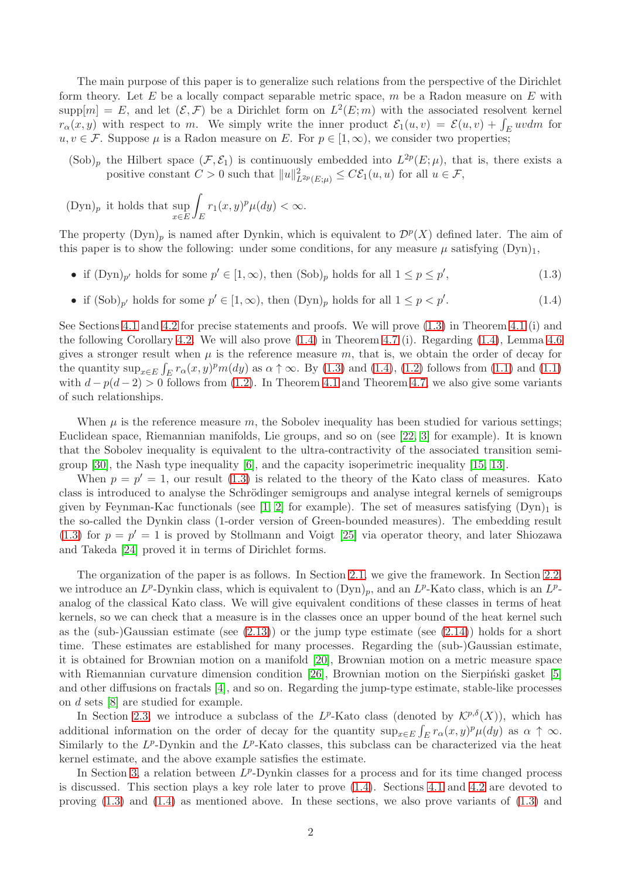The main purpose of this paper is to generalize such relations from the perspective of the Dirichlet form theory. Let $E$ be a locally compact separable metric space, $m$ be a Radon measure on $E$ with $\mathrm{supp}[m] = E$, and let $(\mathcal{E}, \mathcal{F})$ be a Dirichlet form on $L^2(E;m)$ with the associated resolvent kernel $r_\alpha(x,y)$ with respect to $m$. We simply write the inner product $\mathcal{E}_1(u,v) = \mathcal{E}(u,v) + \int_E uv dm$ for $u, v \in \mathcal{F}$. Suppose $\mu$ is a Radon measure on $E$. For $p \in [1,\infty)$, we consider two properties;

- $(\mathrm{Sob})_p$ the Hilbert space $(\mathcal{F}, \mathcal{E}_1)$ is continuously embedded into $L^{2p}(E;\mu)$, that is, there exists a positive constant $C > 0$ such that $\|u\|^2_{L^{2p}(E;\mu)} \le C\mathcal{E}_1(u,u)$ for all $u \in \mathcal{F}$,
- $(\mathrm{Dyn})_p$ it holds that $\displaystyle\sup_{x\in E} \int_E r_1(x,y)^p \mu(dy) < \infty$.

The property $(\mathrm{Dyn})_p$ is named after Dynkin, which is equivalent to $\mathcal{D}^p(X)$ defined later. The aim of this paper is to show the following: under some conditions, for any measure $\mu$ satisfying $(\mathrm{Dyn})_1$,

- if $(\mathrm{Dyn})_{p'}$ holds for some $p' \in [1,\infty)$, then $(\mathrm{Sob})_p$ holds for all $1 \le p \le p'$, (1.3)
- if $(\mathrm{Sob})_{p'}$ holds for some $p' \in [1,\infty)$, then $(\mathrm{Dyn})_p$ holds for all $1 \le p < p'$. (1.4)

See Sections 4.1 and 4.2 for precise statements and proofs. We will prove (1.3) in Theorem 4.1 (i) and the following Corollary 4.2. We will also prove (1.4) in Theorem 4.7 (i). Regarding (1.4), Lemma 4.6 gives a stronger result when $\mu$ is the reference measure $m$, that is, we obtain the order of decay for the quantity $\sup_{x\in E} \int_E r_\alpha(x,y)^p m(dy)$ as $\alpha \uparrow \infty$. By (1.3) and (1.4), (1.2) follows from (1.1) and (1.1) with $d - p(d-2) > 0$ follows from (1.2). In Theorem 4.1 and Theorem 4.7, we also give some variants of such relationships.

When $\mu$ is the reference measure $m$, the Sobolev inequality has been studied for various settings; Euclidean space, Riemannian manifolds, Lie groups, and so on (see [22, 3] for example). It is known that the Sobolev inequality is equivalent to the ultra-contractivity of the associated transition semigroup [30], the Nash type inequality [6], and the capacity isoperimetric inequality [15, 13].

When $p = p' = 1$, our result (1.3) is related to the theory of the Kato class of measures. Kato class is introduced to analyse the Schrödinger semigroups and analyse integral kernels of semigroups given by Feynman-Kac functionals (see [1, 2] for example). The set of measures satisfying $(\mathrm{Dyn})_1$ is the so-called the Dynkin class (1-order version of Green-bounded measures). The embedding result (1.3) for $p = p' = 1$ is proved by Stollmann and Voigt [25] via operator theory, and later Shiozawa and Takeda [24] proved it in terms of Dirichlet forms.

The organization of the paper is as follows. In Section 2.1, we give the framework. In Section 2.2, we introduce an $L^p$-Dynkin class, which is equivalent to $(\mathrm{Dyn})_p$, and an $L^p$-Kato class, which is an $L^p$-analog of the classical Kato class. We will give equivalent conditions of these classes in terms of heat kernels, so we can check that a measure is in the classes once an upper bound of the heat kernel such as the (sub-)Gaussian estimate (see (2.13)) or the jump type estimate (see (2.14)) holds for a short time. These estimates are established for many processes. Regarding the (sub-)Gaussian estimate, it is obtained for Brownian motion on a manifold [20], Brownian motion on a metric measure space with Riemannian curvature dimension condition [26], Brownian motion on the Sierpiński gasket [5] and other diffusions on fractals [4], and so on. Regarding the jump-type estimate, stable-like processes on $d$ sets [8] are studied for example.

In Section 2.3, we introduce a subclass of the $L^p$-Kato class (denoted by $\mathcal{K}^{p,\delta}(X)$), which has additional information on the order of decay for the quantity $\sup_{x\in E} \int_E r_\alpha(x,y)^p \mu(dy)$ as $\alpha \uparrow \infty$. Similarly to the $L^p$-Dynkin and the $L^p$-Kato classes, this subclass can be characterized via the heat kernel estimate, and the above example satisfies the estimate.

In Section 3, a relation between $L^p$-Dynkin classes for a process and for its time changed process is discussed. This section plays a key role later to prove (1.4). Sections 4.1 and 4.2 are devoted to proving (1.3) and (1.4) as mentioned above. In these sections, we also prove variants of (1.3) and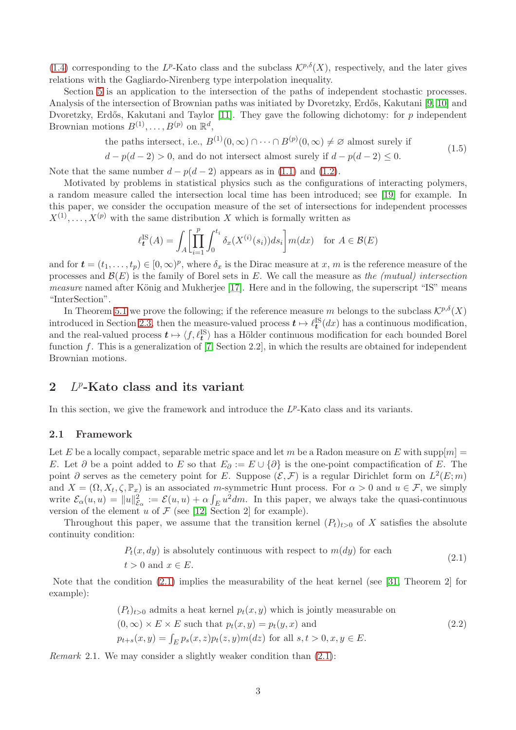(1.4) corresponding to the $L^p$-Kato class and the subclass $\mathcal{K}^{p,\delta}(X)$, respectively, and the later gives relations with the Gagliardo-Nirenberg type interpolation inequality.

Section 5 is an application to the intersection of the paths of independent stochastic processes. Analysis of the intersection of Brownian paths was initiated by Dvoretzky, Erdős, Kakutani [9, 10] and Dvoretzky, Erdős, Kakutani and Taylor [11]. They gave the following dichotomy: for $p$ independent Brownian motions $B^{(1)}, \dots, B^{(p)}$ on $\mathbb{R}^d$,

$$\begin{aligned}&\text{the paths intersect, i.e., } B^{(1)}(0,\infty) \cap \cdots \cap B^{(p)}(0,\infty) \neq \varnothing \text{ almost surely if}\\ &d - p(d-2) > 0, \text{ and do not intersect almost surely if } d - p(d-2) \leq 0.\end{aligned} \tag{1.5}$$

Note that the same number $d - p(d-2)$ appears as in (1.1) and (1.2).

Motivated by problems in statistical physics such as the configurations of interacting polymers, a random measure called the intersection local time has been introduced; see [19] for example. In this paper, we consider the occupation measure of the set of intersections for independent processes $X^{(1)}, \dots, X^{(p)}$ with the same distribution $X$ which is formally written as

$$\ell^{\mathrm{IS}}_{\boldsymbol{t}}(A) = \int_A \left[\prod_{i=1}^p \int_0^{t_i} \delta_x(X^{(i)}(s_i))ds_i\right] m(dx) \quad \text{for } A \in \mathcal{B}(E)$$

and for $\boldsymbol{t} = (t_1, \dots, t_p) \in [0,\infty)^p$, where $\delta_x$ is the Dirac measure at $x$, $m$ is the reference measure of the processes and $\mathcal{B}(E)$ is the family of Borel sets in $E$. We call the measure as *the (mutual) intersection measure* named after König and Mukherjee [17]. Here and in the following, the superscript "IS" means "InterSection".

In Theorem 5.1 we prove the following; if the reference measure $m$ belongs to the subclass $\mathcal{K}^{p,\delta}(X)$ introduced in Section 2.3, then the measure-valued process $\boldsymbol{t} \mapsto \ell^{\mathrm{IS}}_{\boldsymbol{t}}(dx)$ has a continuous modification, and the real-valued process $\boldsymbol{t} \mapsto \langle f, \ell^{\mathrm{IS}}_{\boldsymbol{t}} \rangle$ has a Hölder continuous modification for each bounded Borel function $f$. This is a generalization of [7, Section 2.2], in which the results are obtained for independent Brownian motions.

## 2 $L^p$-Kato class and its variant

In this section, we give the framework and introduce the $L^p$-Kato class and its variants.

### 2.1 Framework

Let $E$ be a locally compact, separable metric space and let $m$ be a Radon measure on $E$ with $\mathrm{supp}[m] = E$. Let $\partial$ be a point added to $E$ so that $E_\partial := E \cup \{\partial\}$ is the one-point compactification of $E$. The point $\partial$ serves as the cemetery point for $E$. Suppose $(\mathcal{E}, \mathcal{F})$ is a regular Dirichlet form on $L^2(E; m)$ and $X = (\Omega, X_t, \zeta, \mathbb{P}_x)$ is an associated $m$-symmetric Hunt process. For $\alpha > 0$ and $u \in \mathcal{F}$, we simply write $\mathcal{E}_\alpha(u,u) = \|u\|^2_{\mathcal{E}_\alpha} := \mathcal{E}(u,u) + \alpha \int_E u^2 dm$. In this paper, we always take the quasi-continuous version of the element $u$ of $\mathcal{F}$ (see [12, Section 2] for example).

Throughout this paper, we assume that the transition kernel $(P_t)_{t>0}$ of $X$ satisfies the absolute continuity condition:

$$\begin{aligned}&P_t(x, dy) \text{ is absolutely continuous with respect to } m(dy) \text{ for each}\\ &t > 0 \text{ and } x \in E.\end{aligned} \tag{2.1}$$

Note that the condition (2.1) implies the measurability of the heat kernel (see [31, Theorem 2] for example):

$$\begin{aligned}&(P_t)_{t>0} \text{ admits a heat kernel } p_t(x,y) \text{ which is jointly measurable on}\\ &(0,\infty) \times E \times E \text{ such that } p_t(x,y) = p_t(y,x) \text{ and}\\ &p_{t+s}(x,y) = \textstyle\int_E p_s(x,z)p_t(z,y)m(dz) \text{ for all } s,t > 0, x,y \in E.\end{aligned} \tag{2.2}$$

*Remark* 2.1. We may consider a slightly weaker condition than (2.1):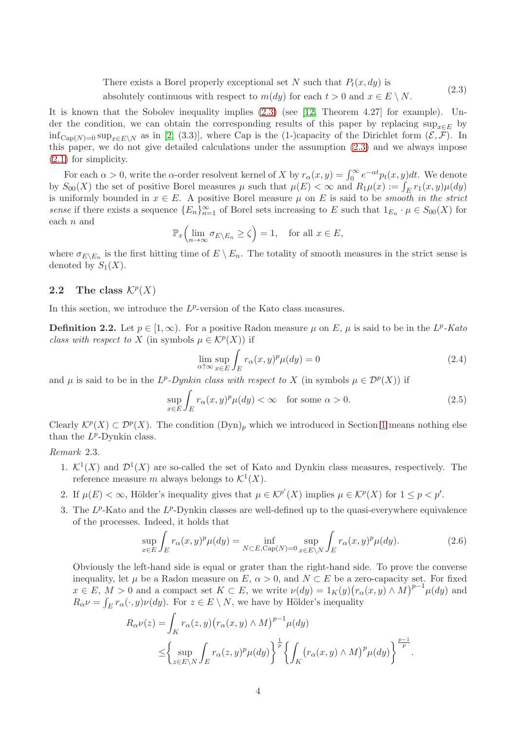$$
\begin{aligned}
&\text{There exists a Borel properly exceptional set } N \text{ such that } P_t(x,dy) \text{ is} \\
&\text{absolutely continuous with respect to } m(dy) \text{ for each } t>0 \text{ and } x \in E \setminus N.
\end{aligned}
\tag{2.3}
$$

It is known that the Sobolev inequality implies (2.3) (see [12, Theorem 4.27] for example). Under the condition, we can obtain the corresponding results of this paper by replacing $\sup_{x\in E}$ by $\inf_{\mathrm{Cap}(N)=0}\sup_{x\in E\setminus N}$ as in [2, (3.3)], where Cap is the (1-)capacity of the Dirichlet form $(\mathcal{E},\mathcal{F})$. In this paper, we do not give detailed calculations under the assumption (2.3) and we always impose (2.1) for simplicity.

For each $\alpha>0$, write the $\alpha$-order resolvent kernel of $X$ by $r_\alpha(x,y)=\int_0^\infty e^{-\alpha t}p_t(x,y)dt$. We denote by $S_{00}(X)$ the set of positive Borel measures $\mu$ such that $\mu(E)<\infty$ and $R_1\mu(x):=\int_E r_1(x,y)\mu(dy)$ is uniformly bounded in $x\in E$. A positive Borel measure $\mu$ on $E$ is said to be *smooth in the strict sense* if there exists a sequence $\{E_n\}_{n=1}^\infty$ of Borel sets increasing to $E$ such that $1_{E_n}\cdot\mu\in S_{00}(X)$ for each $n$ and

$$
\mathbb{P}_x\Big(\lim_{n\to\infty}\sigma_{E\setminus E_n}\geq\zeta\Big)=1,\quad \text{for all } x\in E,
$$

where $\sigma_{E\setminus E_n}$ is the first hitting time of $E\setminus E_n$. The totality of smooth measures in the strict sense is denoted by $S_1(X)$.

## 2.2 The class $\mathcal{K}^p(X)$

In this section, we introduce the $L^p$-version of the Kato class measures.

**Definition 2.2.** Let $p\in[1,\infty)$. For a positive Radon measure $\mu$ on $E$, $\mu$ is said to be in the *$L^p$-Kato class with respect to $X$* (in symbols $\mu\in\mathcal{K}^p(X)$) if

$$
\lim_{\alpha\uparrow\infty}\sup_{x\in E}\int_E r_\alpha(x,y)^p\mu(dy)=0 \tag{2.4}
$$

and $\mu$ is said to be in the *$L^p$-Dynkin class with respect to $X$* (in symbols $\mu\in\mathcal{D}^p(X)$) if

$$
\sup_{x\in E}\int_E r_\alpha(x,y)^p\mu(dy)<\infty\quad\text{for some } \alpha>0. \tag{2.5}
$$

Clearly $\mathcal{K}^p(X)\subset\mathcal{D}^p(X)$. The condition $(\mathrm{Dyn})_p$ which we introduced in Section 1 means nothing else than the $L^p$-Dynkin class.

*Remark* 2.3.

1. $\mathcal{K}^1(X)$ and $\mathcal{D}^1(X)$ are so-called the set of Kato and Dynkin class measures, respectively. The reference measure $m$ always belongs to $\mathcal{K}^1(X)$.
2. If $\mu(E)<\infty$, Hölder's inequality gives that $\mu\in\mathcal{K}^{p'}(X)$ implies $\mu\in\mathcal{K}^p(X)$ for $1\leq p<p'$.
3. The $L^p$-Kato and the $L^p$-Dynkin classes are well-defined up to the quasi-everywhere equivalence of the processes. Indeed, it holds that

$$
\sup_{x\in E}\int_E r_\alpha(x,y)^p\mu(dy)=\inf_{N\subset E,\,\mathrm{Cap}(N)=0}\ \sup_{x\in E\setminus N}\int_E r_\alpha(x,y)^p\mu(dy). \tag{2.6}
$$

Obviously the left-hand side is equal or grater than the right-hand side. To prove the converse inequality, let $\mu$ be a Radon measure on $E$, $\alpha>0$, and $N\subset E$ be a zero-capacity set. For fixed $x\in E$, $M>0$ and a compact set $K\subset E$, we write $\nu(dy)=1_K(y)\big(r_\alpha(x,y)\wedge M\big)^{p-1}\mu(dy)$ and $R_\alpha\nu=\int_E r_\alpha(\cdot,y)\nu(dy)$. For $z\in E\setminus N$, we have by Hölder's inequality

$$
\begin{aligned}
R_\alpha\nu(z)&=\int_K r_\alpha(z,y)\big(r_\alpha(x,y)\wedge M\big)^{p-1}\mu(dy)\\
&\leq\Big\{\sup_{z\in E\setminus N}\int_E r_\alpha(z,y)^p\mu(dy)\Big\}^{\frac{1}{p}}\Big\{\int_K\big(r_\alpha(x,y)\wedge M\big)^p\mu(dy)\Big\}^{\frac{p-1}{p}}.
\end{aligned}
$$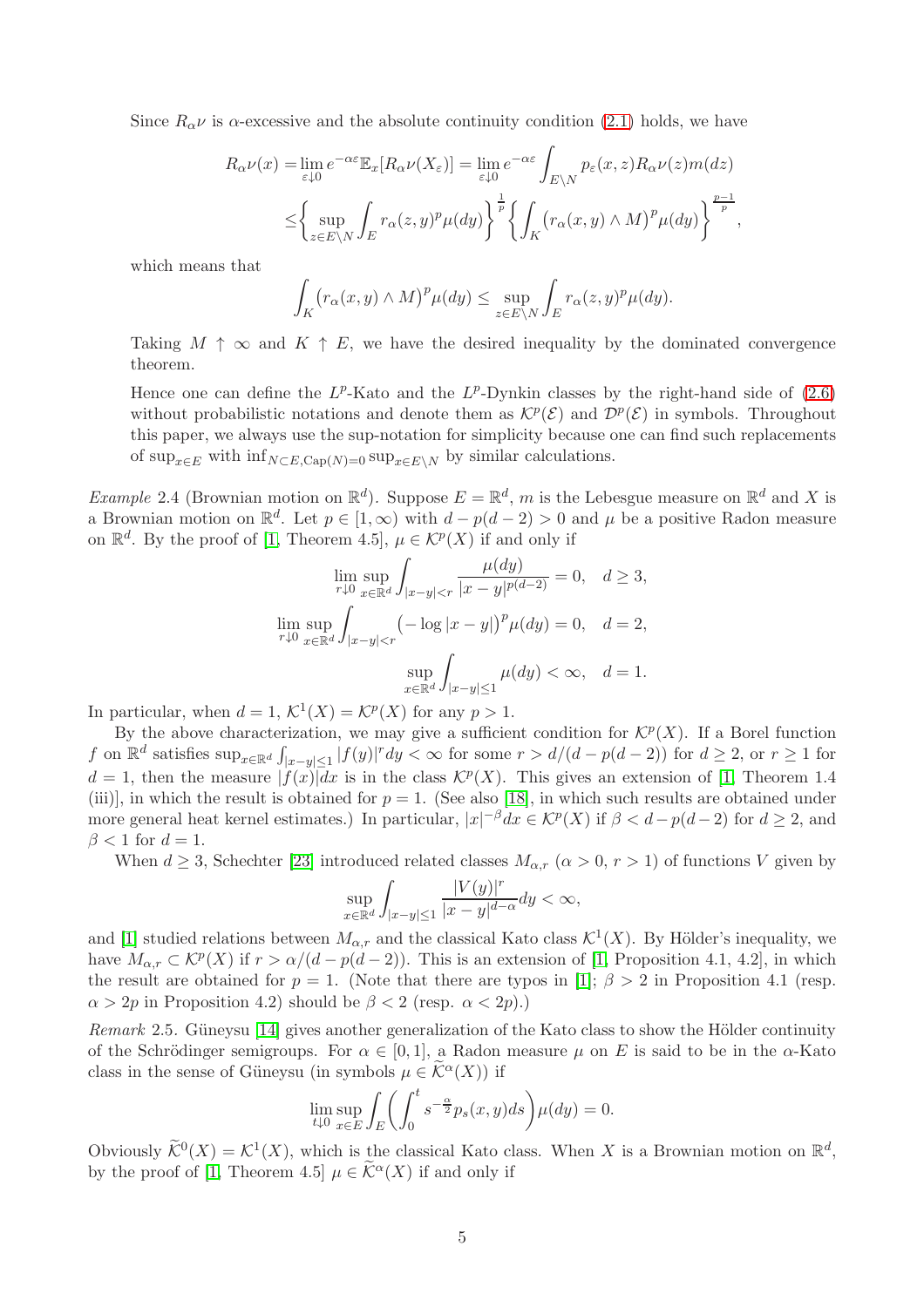Since $R_\alpha \nu$ is $\alpha$-excessive and the absolute continuity condition (2.1) holds, we have

$$
\begin{aligned}
R_\alpha \nu(x) &= \lim_{\varepsilon \downarrow 0} e^{-\alpha\varepsilon} \mathbb{E}_x[R_\alpha \nu(X_\varepsilon)] = \lim_{\varepsilon \downarrow 0} e^{-\alpha\varepsilon} \int_{E\setminus N} p_\varepsilon(x,z) R_\alpha \nu(z) m(dz) \\
&\leq \left\{ \sup_{z\in E\setminus N} \int_E r_\alpha(z,y)^p \mu(dy) \right\}^{\frac{1}{p}} \left\{ \int_K \big(r_\alpha(x,y) \wedge M\big)^p \mu(dy) \right\}^{\frac{p-1}{p}},
\end{aligned}
$$

which means that

$$
\int_K \big(r_\alpha(x,y)\wedge M\big)^p \mu(dy) \leq \sup_{z\in E\setminus N} \int_E r_\alpha(z,y)^p \mu(dy).
$$

Taking $M \uparrow \infty$ and $K \uparrow E$, we have the desired inequality by the dominated convergence theorem.

Hence one can define the $L^p$-Kato and the $L^p$-Dynkin classes by the right-hand side of (2.6) without probabilistic notations and denote them as $\mathcal{K}^p(\mathcal{E})$ and $\mathcal{D}^p(\mathcal{E})$ in symbols. Throughout this paper, we always use the sup-notation for simplicity because one can find such replacements of $\sup_{x\in E}$ with $\inf_{N\subset E, \mathrm{Cap}(N)=0} \sup_{x\in E\setminus N}$ by similar calculations.

*Example* 2.4 (Brownian motion on $\mathbb{R}^d$). Suppose $E = \mathbb{R}^d$, $m$ is the Lebesgue measure on $\mathbb{R}^d$ and $X$ is a Brownian motion on $\mathbb{R}^d$. Let $p \in [1,\infty)$ with $d - p(d-2) > 0$ and $\mu$ be a positive Radon measure on $\mathbb{R}^d$. By the proof of [1, Theorem 4.5], $\mu \in \mathcal{K}^p(X)$ if and only if

$$
\begin{aligned}
\lim_{r\downarrow 0} \sup_{x\in\mathbb{R}^d} \int_{|x-y|<r} \frac{\mu(dy)}{|x-y|^{p(d-2)}} = 0, &\quad d\geq 3, \\
\lim_{r\downarrow 0} \sup_{x\in\mathbb{R}^d} \int_{|x-y|<r} \big(-\log|x-y|\big)^p \mu(dy) = 0, &\quad d = 2, \\
\sup_{x\in\mathbb{R}^d} \int_{|x-y|\leq 1} \mu(dy) < \infty, &\quad d = 1.
\end{aligned}
$$

In particular, when $d = 1$, $\mathcal{K}^1(X) = \mathcal{K}^p(X)$ for any $p > 1$.

By the above characterization, we may give a sufficient condition for $\mathcal{K}^p(X)$. If a Borel function $f$ on $\mathbb{R}^d$ satisfies $\sup_{x\in\mathbb{R}^d} \int_{|x-y|\leq 1} |f(y)|^r dy < \infty$ for some $r > d/(d-p(d-2))$ for $d \geq 2$, or $r \geq 1$ for $d = 1$, then the measure $|f(x)|dx$ is in the class $\mathcal{K}^p(X)$. This gives an extension of [1, Theorem 1.4 (iii)], in which the result is obtained for $p = 1$. (See also [18], in which such results are obtained under more general heat kernel estimates.) In particular, $|x|^{-\beta}dx \in \mathcal{K}^p(X)$ if $\beta < d - p(d-2)$ for $d \geq 2$, and $\beta < 1$ for $d = 1$.

When $d \geq 3$, Schechter [23] introduced related classes $M_{\alpha,r}$ ($\alpha > 0$, $r > 1$) of functions $V$ given by

$$
\sup_{x\in\mathbb{R}^d} \int_{|x-y|\leq 1} \frac{|V(y)|^r}{|x-y|^{d-\alpha}} dy < \infty,
$$

and [1] studied relations between $M_{\alpha,r}$ and the classical Kato class $\mathcal{K}^1(X)$. By Hölder's inequality, we have $M_{\alpha,r} \subset \mathcal{K}^p(X)$ if $r > \alpha/(d-p(d-2))$. This is an extension of [1, Proposition 4.1, 4.2], in which the result are obtained for $p = 1$. (Note that there are typos in [1]; $\beta > 2$ in Proposition 4.1 (resp. $\alpha > 2p$ in Proposition 4.2) should be $\beta < 2$ (resp. $\alpha < 2p$).)

*Remark* 2.5. Güneysu [14] gives another generalization of the Kato class to show the Hölder continuity of the Schrödinger semigroups. For $\alpha \in [0,1]$, a Radon measure $\mu$ on $E$ is said to be in the $\alpha$-Kato class in the sense of Güneysu (in symbols $\mu \in \widetilde{\mathcal{K}}^\alpha(X)$) if

$$
\lim_{t\downarrow 0} \sup_{x\in E} \int_E \left( \int_0^t s^{-\frac{\alpha}{2}} p_s(x,y) ds \right) \mu(dy) = 0.
$$

Obviously $\widetilde{\mathcal{K}}^0(X) = \mathcal{K}^1(X)$, which is the classical Kato class. When $X$ is a Brownian motion on $\mathbb{R}^d$, by the proof of [1, Theorem 4.5] $\mu \in \widetilde{\mathcal{K}}^\alpha(X)$ if and only if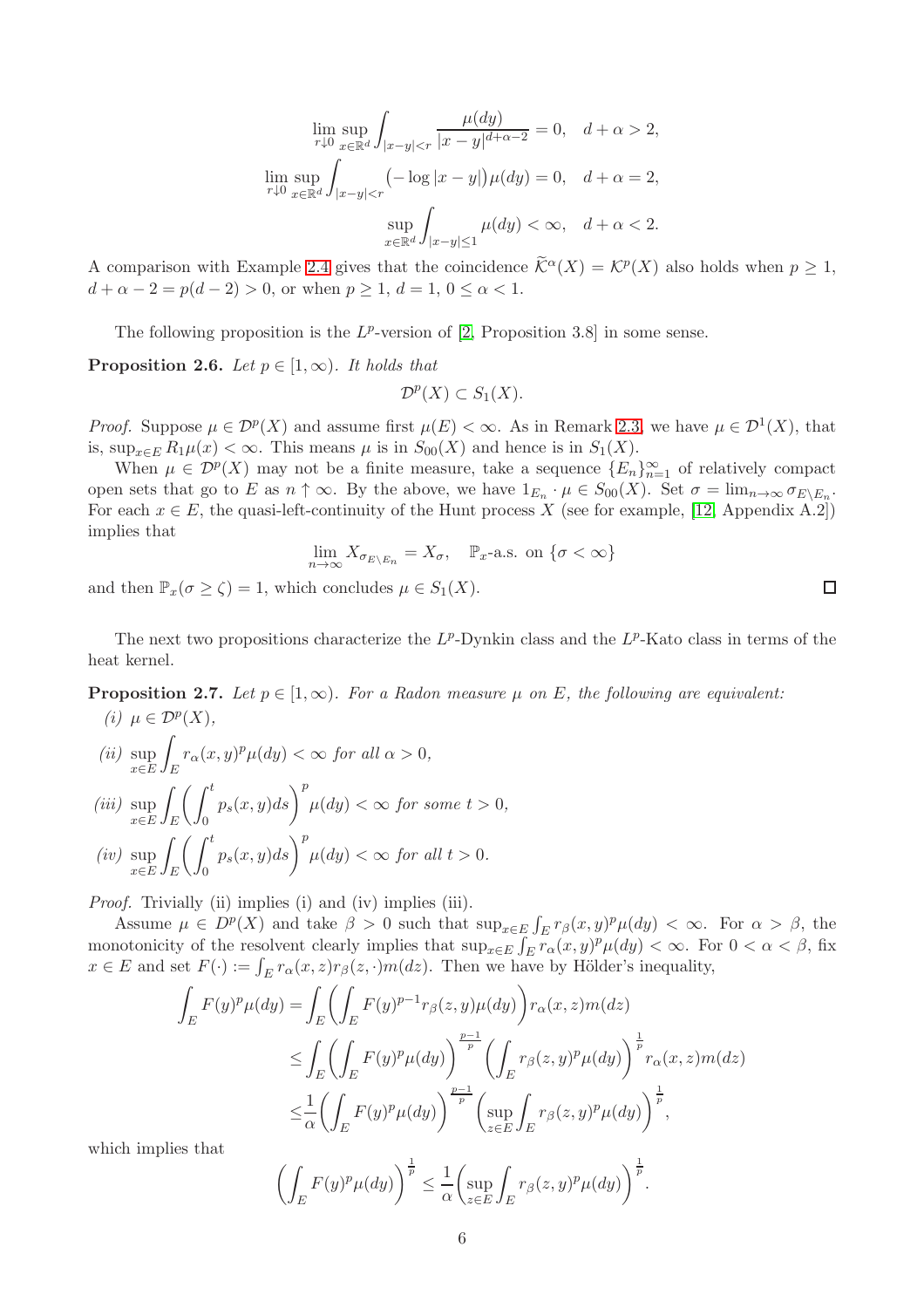$$\lim_{r\downarrow 0}\sup_{x\in\mathbb{R}^d}\int_{|x-y|<r}\frac{\mu(dy)}{|x-y|^{d+\alpha-2}}=0,\quad d+\alpha>2,$$

$$\lim_{r\downarrow 0}\sup_{x\in\mathbb{R}^d}\int_{|x-y|<r}\big(-\log|x-y|\big)\mu(dy)=0,\quad d+\alpha=2,$$

$$\sup_{x\in\mathbb{R}^d}\int_{|x-y|\le 1}\mu(dy)<\infty,\quad d+\alpha<2.$$

A comparison with Example 2.4 gives that the coincidence $\widetilde{\mathcal{K}}^\alpha(X)=\mathcal{K}^p(X)$ also holds when $p\ge 1$, $d+\alpha-2=p(d-2)>0$, or when $p\ge 1$, $d=1$, $0\le\alpha<1$.

The following proposition is the $L^p$-version of [2, Proposition 3.8] in some sense.

**Proposition 2.6.** *Let $p\in[1,\infty)$. It holds that*

$$\mathcal{D}^p(X)\subset S_1(X).$$

*Proof.* Suppose $\mu\in\mathcal{D}^p(X)$ and assume first $\mu(E)<\infty$. As in Remark 2.3, we have $\mu\in\mathcal{D}^1(X)$, that is, $\sup_{x\in E}R_1\mu(x)<\infty$. This means $\mu$ is in $S_{00}(X)$ and hence is in $S_1(X)$.

When $\mu\in\mathcal{D}^p(X)$ may not be a finite measure, take a sequence $\{E_n\}_{n=1}^\infty$ of relatively compact open sets that go to $E$ as $n\uparrow\infty$. By the above, we have $1_{E_n}\cdot\mu\in S_{00}(X)$. Set $\sigma=\lim_{n\to\infty}\sigma_{E\setminus E_n}$. For each $x\in E$, the quasi-left-continuity of the Hunt process $X$ (see for example, [12, Appendix A.2]) implies that

$$\lim_{n\to\infty}X_{\sigma_{E\setminus E_n}}=X_\sigma,\quad \mathbb{P}_x\text{-a.s. on }\{\sigma<\infty\}$$

and then $\mathbb{P}_x(\sigma\ge\zeta)=1$, which concludes $\mu\in S_1(X)$. $\square$

The next two propositions characterize the $L^p$-Dynkin class and the $L^p$-Kato class in terms of the heat kernel.

**Proposition 2.7.** *Let $p\in[1,\infty)$. For a Radon measure $\mu$ on $E$, the following are equivalent:*

*(i)* $\mu\in\mathcal{D}^p(X)$,

*(ii)* $\displaystyle\sup_{x\in E}\int_E r_\alpha(x,y)^p\mu(dy)<\infty$ *for all* $\alpha>0$,

*(iii)* $\displaystyle\sup_{x\in E}\int_E\left(\int_0^t p_s(x,y)ds\right)^p\mu(dy)<\infty$ *for some* $t>0$,

*(iv)* $\displaystyle\sup_{x\in E}\int_E\left(\int_0^t p_s(x,y)ds\right)^p\mu(dy)<\infty$ *for all* $t>0$.

*Proof.* Trivially (ii) implies (i) and (iv) implies (iii).

Assume $\mu\in D^p(X)$ and take $\beta>0$ such that $\sup_{x\in E}\int_E r_\beta(x,y)^p\mu(dy)<\infty$. For $\alpha>\beta$, the monotonicity of the resolvent clearly implies that $\sup_{x\in E}\int_E r_\alpha(x,y)^p\mu(dy)<\infty$. For $0<\alpha<\beta$, fix $x\in E$ and set $F(\cdot):=\int_E r_\alpha(x,z)r_\beta(z,\cdot)m(dz)$. Then we have by Hölder's inequality,

$$\begin{aligned}\int_E F(y)^p\mu(dy)&=\int_E\left(\int_E F(y)^{p-1}r_\beta(z,y)\mu(dy)\right)r_\alpha(x,z)m(dz)\\&\le\int_E\left(\int_E F(y)^p\mu(dy)\right)^{\frac{p-1}{p}}\left(\int_E r_\beta(z,y)^p\mu(dy)\right)^{\frac1p}r_\alpha(x,z)m(dz)\\&\le\frac1\alpha\left(\int_E F(y)^p\mu(dy)\right)^{\frac{p-1}{p}}\left(\sup_{z\in E}\int_E r_\beta(z,y)^p\mu(dy)\right)^{\frac1p},\end{aligned}$$

which implies that

$$\left(\int_E F(y)^p\mu(dy)\right)^{\frac1p}\le\frac1\alpha\left(\sup_{z\in E}\int_E r_\beta(z,y)^p\mu(dy)\right)^{\frac1p}.$$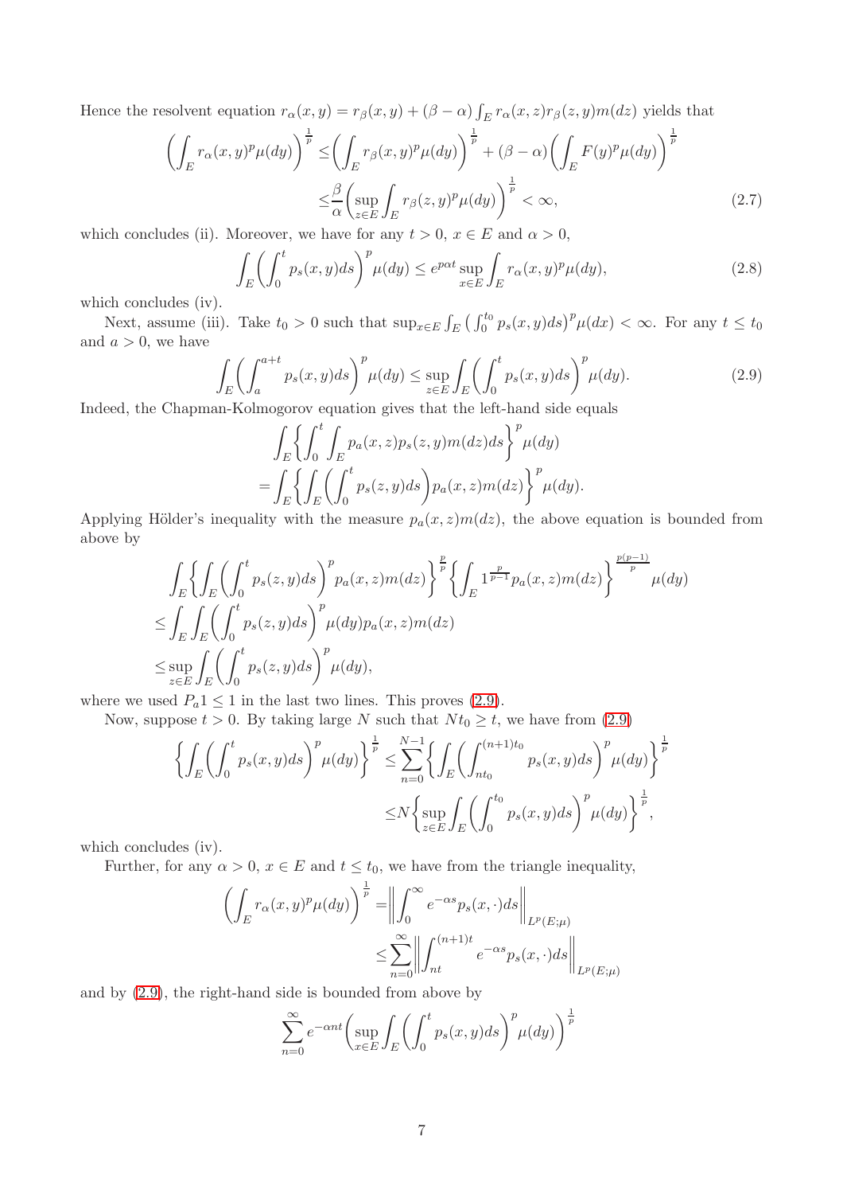Hence the resolvent equation $r_\alpha(x,y) = r_\beta(x,y) + (\beta-\alpha)\int_E r_\alpha(x,z) r_\beta(z,y) m(dz)$ yields that

$$
\begin{aligned}
\left(\int_E r_\alpha(x,y)^p \mu(dy)\right)^{\frac{1}{p}} \leq & \left(\int_E r_\beta(x,y)^p \mu(dy)\right)^{\frac{1}{p}} + (\beta-\alpha)\left(\int_E F(y)^p \mu(dy)\right)^{\frac{1}{p}} \\
\leq & \frac{\beta}{\alpha}\left(\sup_{z\in E}\int_E r_\beta(z,y)^p \mu(dy)\right)^{\frac{1}{p}} < \infty, 
\end{aligned}
\tag{2.7}
$$

which concludes (ii). Moreover, we have for any $t>0$, $x\in E$ and $\alpha>0$,

$$
\int_E \left(\int_0^t p_s(x,y)ds\right)^p \mu(dy) \leq e^{p\alpha t}\sup_{x\in E}\int_E r_\alpha(x,y)^p \mu(dy), \tag{2.8}
$$

which concludes (iv).

Next, assume (iii). Take $t_0>0$ such that $\sup_{x\in E}\int_E \left(\int_0^{t_0} p_s(x,y)ds\right)^p \mu(dx) < \infty$. For any $t\leq t_0$ and $a>0$, we have

$$
\int_E \left(\int_a^{a+t} p_s(x,y)ds\right)^p \mu(dy) \leq \sup_{z\in E}\int_E \left(\int_0^t p_s(x,y)ds\right)^p \mu(dy). \tag{2.9}
$$

Indeed, the Chapman-Kolmogorov equation gives that the left-hand side equals

$$
\begin{aligned}
&\int_E \left\{\int_0^t \int_E p_a(x,z)p_s(z,y)m(dz)ds\right\}^p \mu(dy) \\
=& \int_E \left\{\int_E \left(\int_0^t p_s(z,y)ds\right) p_a(x,z)m(dz)\right\}^p \mu(dy).
\end{aligned}
$$

Applying Hölder's inequality with the measure $p_a(x,z)m(dz)$, the above equation is bounded from above by

$$
\begin{aligned}
&\int_E \left\{\int_E \left(\int_0^t p_s(z,y)ds\right)^p p_a(x,z)m(dz)\right\}^{\frac{p}{p}} \left\{\int_E 1^{\frac{p}{p-1}} p_a(x,z)m(dz)\right\}^{\frac{p(p-1)}{p}} \mu(dy) \\
\leq & \int_E\int_E \left(\int_0^t p_s(z,y)ds\right)^p \mu(dy) p_a(x,z)m(dz) \\
\leq & \sup_{z\in E}\int_E \left(\int_0^t p_s(z,y)ds\right)^p \mu(dy),
\end{aligned}
$$

where we used $P_a 1 \leq 1$ in the last two lines. This proves (2.9).

Now, suppose $t>0$. By taking large $N$ such that $Nt_0\geq t$, we have from (2.9)

$$
\begin{aligned}
\left\{\int_E \left(\int_0^t p_s(x,y)ds\right)^p \mu(dy)\right\}^{\frac{1}{p}} \leq & \sum_{n=0}^{N-1}\left\{\int_E \left(\int_{nt_0}^{(n+1)t_0} p_s(x,y)ds\right)^p \mu(dy)\right\}^{\frac{1}{p}} \\
\leq & N\left\{\sup_{z\in E}\int_E \left(\int_0^{t_0} p_s(x,y)ds\right)^p \mu(dy)\right\}^{\frac{1}{p}},
\end{aligned}
$$

which concludes (iv).

Further, for any $\alpha>0$, $x\in E$ and $t\leq t_0$, we have from the triangle inequality,

$$
\begin{aligned}
\left(\int_E r_\alpha(x,y)^p \mu(dy)\right)^{\frac{1}{p}} =& \left\|\int_0^\infty e^{-\alpha s}p_s(x,\cdot)ds\right\|_{L^p(E;\mu)} \\
\leq & \sum_{n=0}^\infty \left\|\int_{nt}^{(n+1)t} e^{-\alpha s}p_s(x,\cdot)ds\right\|_{L^p(E;\mu)}
\end{aligned}
$$

and by (2.9), the right-hand side is bounded from above by

$$
\sum_{n=0}^\infty e^{-\alpha n t}\left(\sup_{x\in E}\int_E \left(\int_0^t p_s(x,y)ds\right)^p \mu(dy)\right)^{\frac{1}{p}}
$$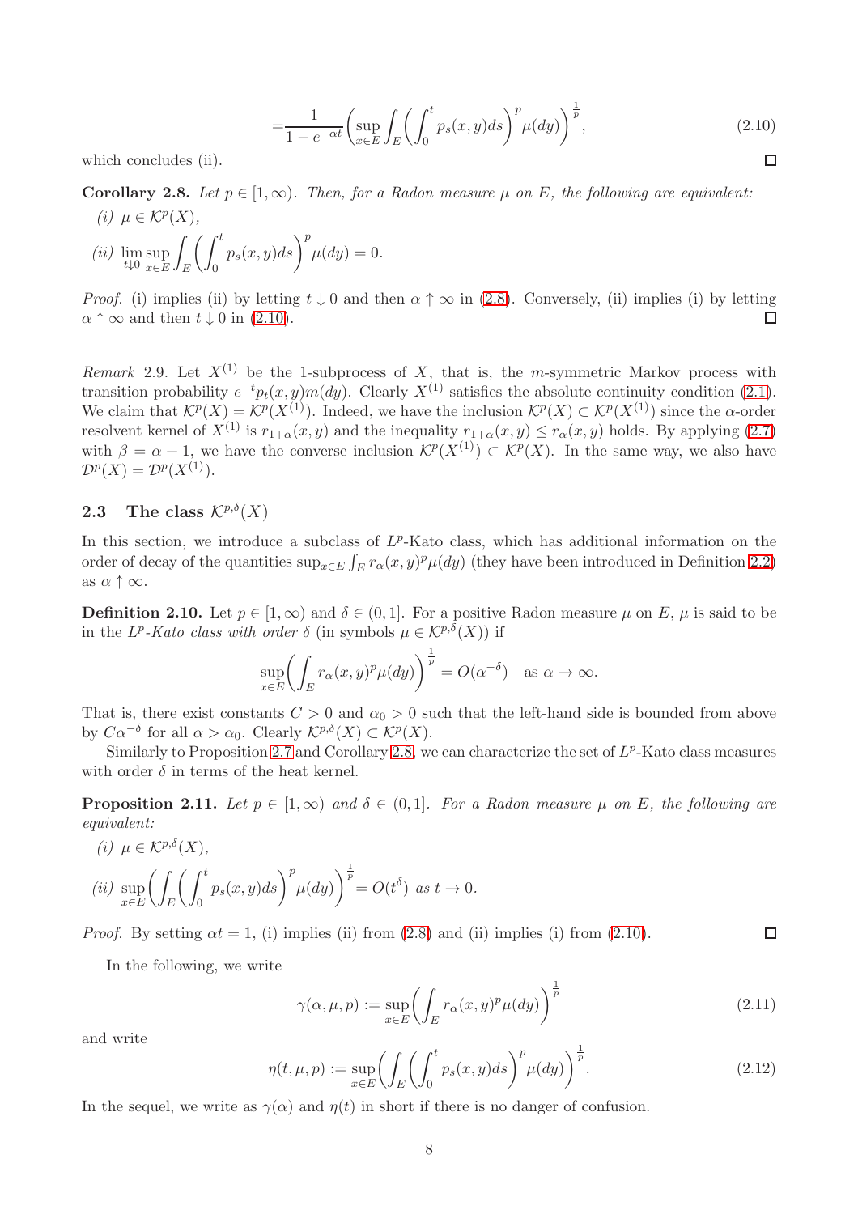$$
= \frac{1}{1-e^{-\alpha t}} \left( \sup_{x \in E} \int_E \left( \int_0^t p_s(x,y) ds \right)^p \mu(dy) \right)^{\frac{1}{p}}, \tag{2.10}
$$

which concludes (ii). ◻

**Corollary 2.8.** *Let $p \in [1,\infty)$. Then, for a Radon measure $\mu$ on $E$, the following are equivalent:*

*(i)* $\mu \in \mathcal{K}^p(X)$,

*(ii)* $\displaystyle \lim_{t \downarrow 0} \sup_{x \in E} \int_E \left( \int_0^t p_s(x,y) ds \right)^p \mu(dy) = 0.$

*Proof.* (i) implies (ii) by letting $t \downarrow 0$ and then $\alpha \uparrow \infty$ in (2.8). Conversely, (ii) implies (i) by letting $\alpha \uparrow \infty$ and then $t \downarrow 0$ in (2.10). ◻

*Remark* 2.9. Let $X^{(1)}$ be the 1-subprocess of $X$, that is, the $m$-symmetric Markov process with transition probability $e^{-t} p_t(x,y) m(dy)$. Clearly $X^{(1)}$ satisfies the absolute continuity condition (2.1). We claim that $\mathcal{K}^p(X) = \mathcal{K}^p(X^{(1)})$. Indeed, we have the inclusion $\mathcal{K}^p(X) \subset \mathcal{K}^p(X^{(1)})$ since the $\alpha$-order resolvent kernel of $X^{(1)}$ is $r_{1+\alpha}(x,y)$ and the inequality $r_{1+\alpha}(x,y) \le r_\alpha(x,y)$ holds. By applying (2.7) with $\beta = \alpha + 1$, we have the converse inclusion $\mathcal{K}^p(X^{(1)}) \subset \mathcal{K}^p(X)$. In the same way, we also have $\mathcal{D}^p(X) = \mathcal{D}^p(X^{(1)})$.

## 2.3 The class $\mathcal{K}^{p,\delta}(X)$

In this section, we introduce a subclass of $L^p$-Kato class, which has additional information on the order of decay of the quantities $\sup_{x \in E} \int_E r_\alpha(x,y)^p \mu(dy)$ (they have been introduced in Definition 2.2) as $\alpha \uparrow \infty$.

**Definition 2.10.** Let $p \in [1,\infty)$ and $\delta \in (0,1]$. For a positive Radon measure $\mu$ on $E$, $\mu$ is said to be in the *$L^p$-Kato class with order $\delta$* (in symbols $\mu \in \mathcal{K}^{p,\delta}(X)$) if

$$
\sup_{x \in E} \left( \int_E r_\alpha(x,y)^p \mu(dy) \right)^{\frac{1}{p}} = O(\alpha^{-\delta}) \quad \text{as } \alpha \to \infty.
$$

That is, there exist constants $C > 0$ and $\alpha_0 > 0$ such that the left-hand side is bounded from above by $C\alpha^{-\delta}$ for all $\alpha > \alpha_0$. Clearly $\mathcal{K}^{p,\delta}(X) \subset \mathcal{K}^p(X)$.

Similarly to Proposition 2.7 and Corollary 2.8, we can characterize the set of $L^p$-Kato class measures with order $\delta$ in terms of the heat kernel.

**Proposition 2.11.** *Let $p \in [1,\infty)$ and $\delta \in (0,1]$. For a Radon measure $\mu$ on $E$, the following are equivalent:*

*(i)* $\mu \in \mathcal{K}^{p,\delta}(X)$,

*(ii)* $\displaystyle \sup_{x \in E} \left( \int_E \left( \int_0^t p_s(x,y) ds \right)^p \mu(dy) \right)^{\frac{1}{p}} = O(t^\delta)$ *as $t \to 0$.*

*Proof.* By setting $\alpha t = 1$, (i) implies (ii) from (2.8) and (ii) implies (i) from (2.10). ◻

In the following, we write

$$
\gamma(\alpha, \mu, p) := \sup_{x \in E} \left( \int_E r_\alpha(x,y)^p \mu(dy) \right)^{\frac{1}{p}} \tag{2.11}
$$

and write

$$
\eta(t, \mu, p) := \sup_{x \in E} \left( \int_E \left( \int_0^t p_s(x,y) ds \right)^p \mu(dy) \right)^{\frac{1}{p}}. \tag{2.12}
$$

In the sequel, we write as $\gamma(\alpha)$ and $\eta(t)$ in short if there is no danger of confusion.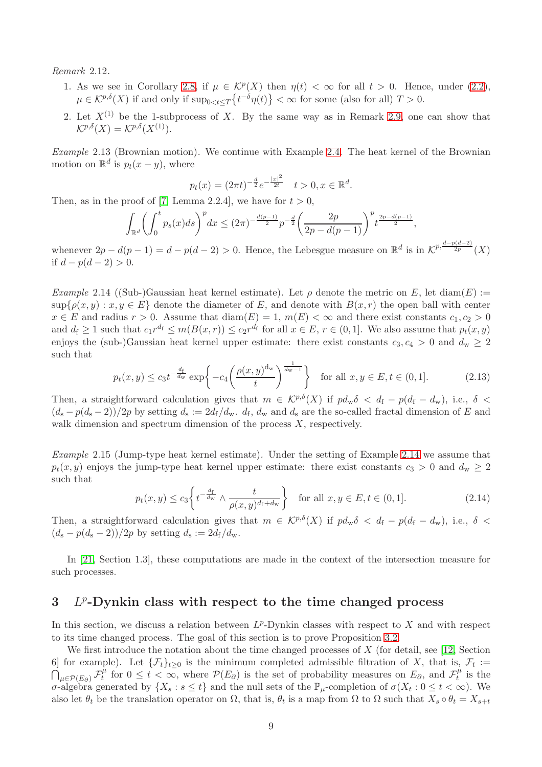*Remark* 2.12.

1. As we see in Corollary 2.8, if $\mu \in \mathcal{K}^p(X)$ then $\eta(t) < \infty$ for all $t > 0$. Hence, under (2.2), $\mu \in \mathcal{K}^{p,\delta}(X)$ if and only if $\sup_{0<t\le T}\{t^{-\delta}\eta(t)\} < \infty$ for some (also for all) $T > 0$.
2. Let $X^{(1)}$ be the 1-subprocess of $X$. By the same way as in Remark 2.9, one can show that $\mathcal{K}^{p,\delta}(X) = \mathcal{K}^{p,\delta}(X^{(1)})$.

*Example* 2.13 (Brownian motion). We continue with Example 2.4. The heat kernel of the Brownian motion on $\mathbb{R}^d$ is $p_t(x-y)$, where

$$p_t(x) = (2\pi t)^{-\frac{d}{2}} e^{-\frac{|x|^2}{2t}} \quad t > 0, x \in \mathbb{R}^d.$$

Then, as in the proof of [7, Lemma 2.2.4], we have for $t > 0$,

$$\int_{\mathbb{R}^d} \left( \int_0^t p_s(x) ds \right)^p dx \le (2\pi)^{-\frac{d(p-1)}{2}} p^{-\frac{d}{2}} \left( \frac{2p}{2p - d(p-1)} \right)^p t^{\frac{2p-d(p-1)}{2}},$$

whenever $2p - d(p-1) = d - p(d-2) > 0$. Hence, the Lebesgue measure on $\mathbb{R}^d$ is in $\mathcal{K}^{p,\frac{d-p(d-2)}{2p}}(X)$ if $d - p(d-2) > 0$.

*Example* 2.14 ((Sub-)Gaussian heat kernel estimate). Let $\rho$ denote the metric on $E$, let $\mathrm{diam}(E) := \sup\{\rho(x,y) : x, y \in E\}$ denote the diameter of $E$, and denote with $B(x,r)$ the open ball with center $x \in E$ and radius $r > 0$. Assume that $\mathrm{diam}(E) = 1$, $m(E) < \infty$ and there exist constants $c_1, c_2 > 0$ and $d_\mathrm{f} \ge 1$ such that $c_1 r^{d_\mathrm{f}} \le m(B(x,r)) \le c_2 r^{d_\mathrm{f}}$ for all $x \in E$, $r \in (0,1]$. We also assume that $p_t(x,y)$ enjoys the (sub-)Gaussian heat kernel upper estimate: there exist constants $c_3, c_4 > 0$ and $d_\mathrm{w} \ge 2$ such that

$$p_t(x,y) \le c_3 t^{-\frac{d_\mathrm{f}}{d_\mathrm{w}}} \exp\left\{ -c_4 \left( \frac{\rho(x,y)^{d_\mathrm{w}}}{t} \right)^{\frac{1}{d_\mathrm{w}-1}} \right\} \quad \text{for all } x, y \in E, t \in (0,1]. \tag{2.13}$$

Then, a straightforward calculation gives that $m \in \mathcal{K}^{p,\delta}(X)$ if $p d_\mathrm{w} \delta < d_\mathrm{f} - p(d_\mathrm{f} - d_\mathrm{w})$, i.e., $\delta < (d_\mathrm{s} - p(d_\mathrm{s} - 2))/2p$ by setting $d_\mathrm{s} := 2d_\mathrm{f}/d_\mathrm{w}$. $d_\mathrm{f}$, $d_\mathrm{w}$ and $d_\mathrm{s}$ are the so-called fractal dimension of $E$ and walk dimension and spectrum dimension of the process $X$, respectively.

*Example* 2.15 (Jump-type heat kernel estimate). Under the setting of Example 2.14 we assume that $p_t(x,y)$ enjoys the jump-type heat kernel upper estimate: there exist constants $c_3 > 0$ and $d_\mathrm{w} \ge 2$ such that

$$p_t(x,y) \le c_3 \left\{ t^{-\frac{d_\mathrm{f}}{d_\mathrm{w}}} \wedge \frac{t}{\rho(x,y)^{d_\mathrm{f}+d_\mathrm{w}}} \right\} \quad \text{for all } x, y \in E, t \in (0,1]. \tag{2.14}$$

Then, a straightforward calculation gives that $m \in \mathcal{K}^{p,\delta}(X)$ if $p d_\mathrm{w} \delta < d_\mathrm{f} - p(d_\mathrm{f} - d_\mathrm{w})$, i.e., $\delta < (d_\mathrm{s} - p(d_\mathrm{s} - 2))/2p$ by setting $d_\mathrm{s} := 2d_\mathrm{f}/d_\mathrm{w}$.

In [21, Section 1.3], these computations are made in the context of the intersection measure for such processes.

## 3 $L^p$-Dynkin class with respect to the time changed process

In this section, we discuss a relation between $L^p$-Dynkin classes with respect to $X$ and with respect to its time changed process. The goal of this section is to prove Proposition 3.2.

We first introduce the notation about the time changed processes of $X$ (for detail, see [12, Section 6] for example). Let $\{\mathcal{F}_t\}_{t\ge 0}$ is the minimum completed admissible filtration of $X$, that is, $\mathcal{F}_t := \bigcap_{\mu \in \mathcal{P}(E_\partial)} \mathcal{F}_t^\mu$ for $0 \le t < \infty$, where $\mathcal{P}(E_\partial)$ is the set of probability measures on $E_\partial$, and $\mathcal{F}_t^\mu$ is the $\sigma$-algebra generated by $\{X_s : s \le t\}$ and the null sets of the $\mathbb{P}_\mu$-completion of $\sigma(X_t : 0 \le t < \infty)$. We also let $\theta_t$ be the translation operator on $\Omega$, that is, $\theta_t$ is a map from $\Omega$ to $\Omega$ such that $X_s \circ \theta_t = X_{s+t}$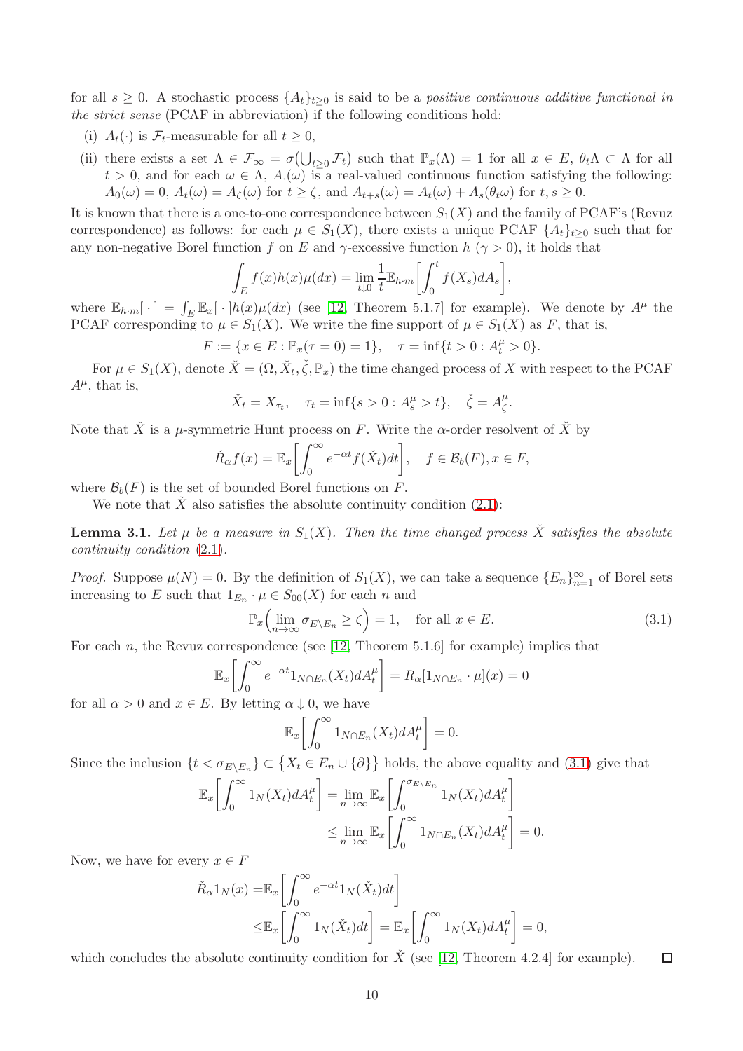for all $s \geq 0$. A stochastic process $\{A_t\}_{t\geq 0}$ is said to be a *positive continuous additive functional in the strict sense* (PCAF in abbreviation) if the following conditions hold:

(i) $A_t(\cdot)$ is $\mathcal{F}_t$-measurable for all $t \geq 0$,

(ii) there exists a set $\Lambda \in \mathcal{F}_\infty = \sigma\big(\bigcup_{t\geq 0} \mathcal{F}_t\big)$ such that $\mathbb{P}_x(\Lambda) = 1$ for all $x \in E$, $\theta_t \Lambda \subset \Lambda$ for all $t > 0$, and for each $\omega \in \Lambda$, $A_\cdot(\omega)$ is a real-valued continuous function satisfying the following: $A_0(\omega) = 0$, $A_t(\omega) = A_\zeta(\omega)$ for $t \geq \zeta$, and $A_{t+s}(\omega) = A_t(\omega) + A_s(\theta_t \omega)$ for $t, s \geq 0$.

It is known that there is a one-to-one correspondence between $S_1(X)$ and the family of PCAF's (Revuz correspondence) as follows: for each $\mu \in S_1(X)$, there exists a unique PCAF $\{A_t\}_{t\geq 0}$ such that for any non-negative Borel function $f$ on $E$ and $\gamma$-excessive function $h$ ($\gamma > 0$), it holds that

$$\int_E f(x)h(x)\mu(dx) = \lim_{t\downarrow 0} \frac{1}{t}\mathbb{E}_{h\cdot m}\bigg[\int_0^t f(X_s)dA_s\bigg],$$

where $\mathbb{E}_{h\cdot m}[\,\cdot\,] = \int_E \mathbb{E}_x[\,\cdot\,]h(x)\mu(dx)$ (see [12, Theorem 5.1.7] for example). We denote by $A^\mu$ the PCAF corresponding to $\mu \in S_1(X)$. We write the fine support of $\mu \in S_1(X)$ as $F$, that is,

$$F := \{x \in E : \mathbb{P}_x(\tau = 0) = 1\}, \quad \tau = \inf\{t > 0 : A_t^\mu > 0\}.$$

For $\mu \in S_1(X)$, denote $\check{X} = (\Omega, \check{X}_t, \check{\zeta}, \mathbb{P}_x)$ the time changed process of $X$ with respect to the PCAF $A^\mu$, that is,

$$\check{X}_t = X_{\tau_t}, \quad \tau_t = \inf\{s > 0 : A_s^\mu > t\}, \quad \check{\zeta} = A_\zeta^\mu.$$

Note that $\check{X}$ is a $\mu$-symmetric Hunt process on $F$. Write the $\alpha$-order resolvent of $\check{X}$ by

$$\check{R}_\alpha f(x) = \mathbb{E}_x\bigg[\int_0^\infty e^{-\alpha t} f(\check{X}_t)dt\bigg], \quad f \in \mathcal{B}_b(F), x \in F,$$

where $\mathcal{B}_b(F)$ is the set of bounded Borel functions on $F$.

We note that $\check{X}$ also satisfies the absolute continuity condition (2.1):

**Lemma 3.1.** *Let $\mu$ be a measure in $S_1(X)$. Then the time changed process $\check{X}$ satisfies the absolute continuity condition* (2.1).

*Proof.* Suppose $\mu(N) = 0$. By the definition of $S_1(X)$, we can take a sequence $\{E_n\}_{n=1}^\infty$ of Borel sets increasing to $E$ such that $1_{E_n} \cdot \mu \in S_{00}(X)$ for each $n$ and

$$\mathbb{P}_x\Big(\lim_{n\to\infty} \sigma_{E\setminus E_n} \geq \zeta\Big) = 1, \quad \text{for all } x \in E. \tag{3.1}$$

For each $n$, the Revuz correspondence (see [12, Theorem 5.1.6] for example) implies that

$$\mathbb{E}_x\bigg[\int_0^\infty e^{-\alpha t} 1_{N\cap E_n}(X_t)dA_t^\mu\bigg] = R_\alpha[1_{N\cap E_n} \cdot \mu](x) = 0$$

for all $\alpha > 0$ and $x \in E$. By letting $\alpha \downarrow 0$, we have

$$\mathbb{E}_x\bigg[\int_0^\infty 1_{N\cap E_n}(X_t)dA_t^\mu\bigg] = 0.$$

Since the inclusion $\{t < \sigma_{E\setminus E_n}\} \subset \big\{X_t \in E_n \cup \{\partial\}\big\}$ holds, the above equality and (3.1) give that

$$\begin{aligned}
\mathbb{E}_x\bigg[\int_0^\infty 1_N(X_t)dA_t^\mu\bigg] &= \lim_{n\to\infty} \mathbb{E}_x\bigg[\int_0^{\sigma_{E\setminus E_n}} 1_N(X_t)dA_t^\mu\bigg] \\
&\leq \lim_{n\to\infty} \mathbb{E}_x\bigg[\int_0^\infty 1_{N\cap E_n}(X_t)dA_t^\mu\bigg] = 0.
\end{aligned}$$

Now, we have for every $x \in F$

$$\begin{aligned}
\check{R}_\alpha 1_N(x) =& \mathbb{E}_x\bigg[\int_0^\infty e^{-\alpha t} 1_N(\check{X}_t)dt\bigg] \\
\leq& \mathbb{E}_x\bigg[\int_0^\infty 1_N(\check{X}_t)dt\bigg] = \mathbb{E}_x\bigg[\int_0^\infty 1_N(X_t)dA_t^\mu\bigg] = 0,
\end{aligned}$$

which concludes the absolute continuity condition for $\check{X}$ (see [12, Theorem 4.2.4] for example). $\square$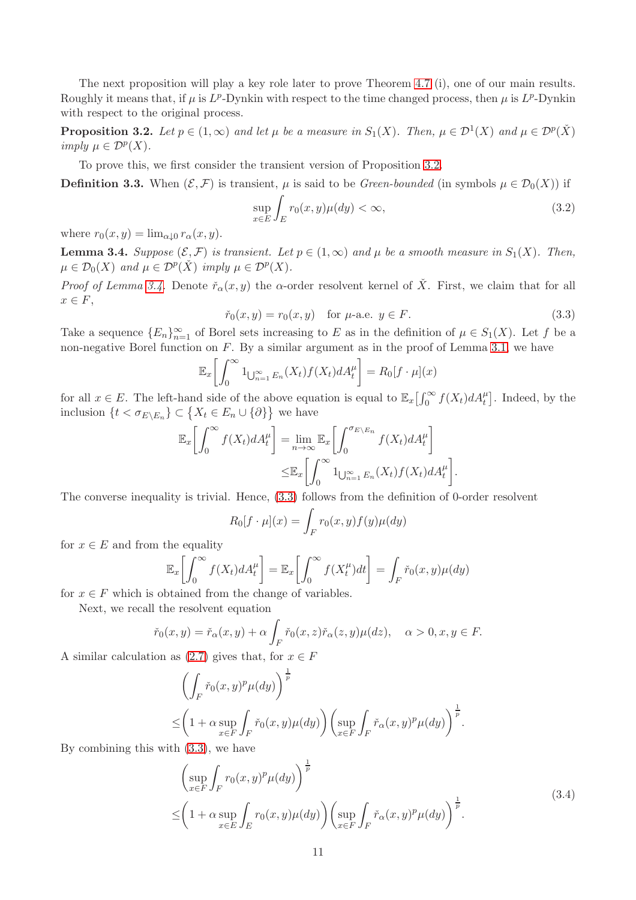The next proposition will play a key role later to prove Theorem 4.7 (i), one of our main results. Roughly it means that, if $\mu$ is $L^p$-Dynkin with respect to the time changed process, then $\mu$ is $L^p$-Dynkin with respect to the original process.

**Proposition 3.2.** *Let $p \in (1,\infty)$ and let $\mu$ be a measure in $S_1(X)$. Then, $\mu \in \mathcal{D}^1(X)$ and $\mu \in \mathcal{D}^p(\check{X})$ imply $\mu \in \mathcal{D}^p(X)$.*

To prove this, we first consider the transient version of Proposition 3.2.

**Definition 3.3.** When $(\mathcal{E},\mathcal{F})$ is transient, $\mu$ is said to be *Green-bounded* (in symbols $\mu \in \mathcal{D}_0(X)$) if

$$\sup_{x\in E}\int_E r_0(x,y)\mu(dy) < \infty, \tag{3.2}$$

where $r_0(x,y) = \lim_{\alpha\downarrow 0} r_\alpha(x,y)$.

**Lemma 3.4.** *Suppose $(\mathcal{E},\mathcal{F})$ is transient. Let $p \in (1,\infty)$ and $\mu$ be a smooth measure in $S_1(X)$. Then, $\mu \in \mathcal{D}_0(X)$ and $\mu \in \mathcal{D}^p(\check{X})$ imply $\mu \in \mathcal{D}^p(X)$.*

*Proof of Lemma 3.4.* Denote $\check{r}_\alpha(x,y)$ the $\alpha$-order resolvent kernel of $\check{X}$. First, we claim that for all $x \in F$,

$$\check{r}_0(x,y) = r_0(x,y) \quad \text{for } \mu\text{-a.e. } y \in F. \tag{3.3}$$

Take a sequence $\{E_n\}_{n=1}^\infty$ of Borel sets increasing to $E$ as in the definition of $\mu \in S_1(X)$. Let $f$ be a non-negative Borel function on $F$. By a similar argument as in the proof of Lemma 3.1, we have

$$\mathbb{E}_x\left[\int_0^\infty 1_{\bigcup_{n=1}^\infty E_n}(X_t) f(X_t)\,dA_t^\mu\right] = R_0[f\cdot\mu](x)$$

for all $x \in E$. The left-hand side of the above equation is equal to $\mathbb{E}_x\left[\int_0^\infty f(X_t)\,dA_t^\mu\right]$. Indeed, by the inclusion $\{t < \sigma_{E\setminus E_n}\} \subset \{X_t \in E_n \cup \{\partial\}\}$ we have

$$\begin{aligned}
\mathbb{E}_x\left[\int_0^\infty f(X_t)\,dA_t^\mu\right] &= \lim_{n\to\infty}\mathbb{E}_x\left[\int_0^{\sigma_{E\setminus E_n}} f(X_t)\,dA_t^\mu\right] \\
&\le \mathbb{E}_x\left[\int_0^\infty 1_{\bigcup_{n=1}^\infty E_n}(X_t) f(X_t)\,dA_t^\mu\right].
\end{aligned}$$

The converse inequality is trivial. Hence, (3.3) follows from the definition of 0-order resolvent

$$R_0[f\cdot\mu](x) = \int_F r_0(x,y) f(y)\mu(dy)$$

for $x \in E$ and from the equality

$$\mathbb{E}_x\left[\int_0^\infty f(X_t)\,dA_t^\mu\right] = \mathbb{E}_x\left[\int_0^\infty f(X_t^\mu)\,dt\right] = \int_F \check{r}_0(x,y)\mu(dy)$$

for $x \in F$ which is obtained from the change of variables.

Next, we recall the resolvent equation

$$\check{r}_0(x,y) = \check{r}_\alpha(x,y) + \alpha\int_F \check{r}_0(x,z)\check{r}_\alpha(z,y)\mu(dz), \quad \alpha > 0, x, y \in F.$$

A similar calculation as (2.7) gives that, for $x \in F$

$$\begin{aligned}
&\left(\int_F \check{r}_0(x,y)^p\mu(dy)\right)^{\frac{1}{p}} \\
\le&\left(1 + \alpha\sup_{x\in F}\int_F \check{r}_0(x,y)\mu(dy)\right)\left(\sup_{x\in F}\int_F \check{r}_\alpha(x,y)^p\mu(dy)\right)^{\frac{1}{p}}.
\end{aligned}$$

By combining this with (3.3), we have

$$\begin{aligned}
&\left(\sup_{x\in F}\int_F r_0(x,y)^p\mu(dy)\right)^{\frac{1}{p}} \\
\le&\left(1 + \alpha\sup_{x\in E}\int_E r_0(x,y)\mu(dy)\right)\left(\sup_{x\in F}\int_F \check{r}_\alpha(x,y)^p\mu(dy)\right)^{\frac{1}{p}}.
\end{aligned} \tag{3.4}$$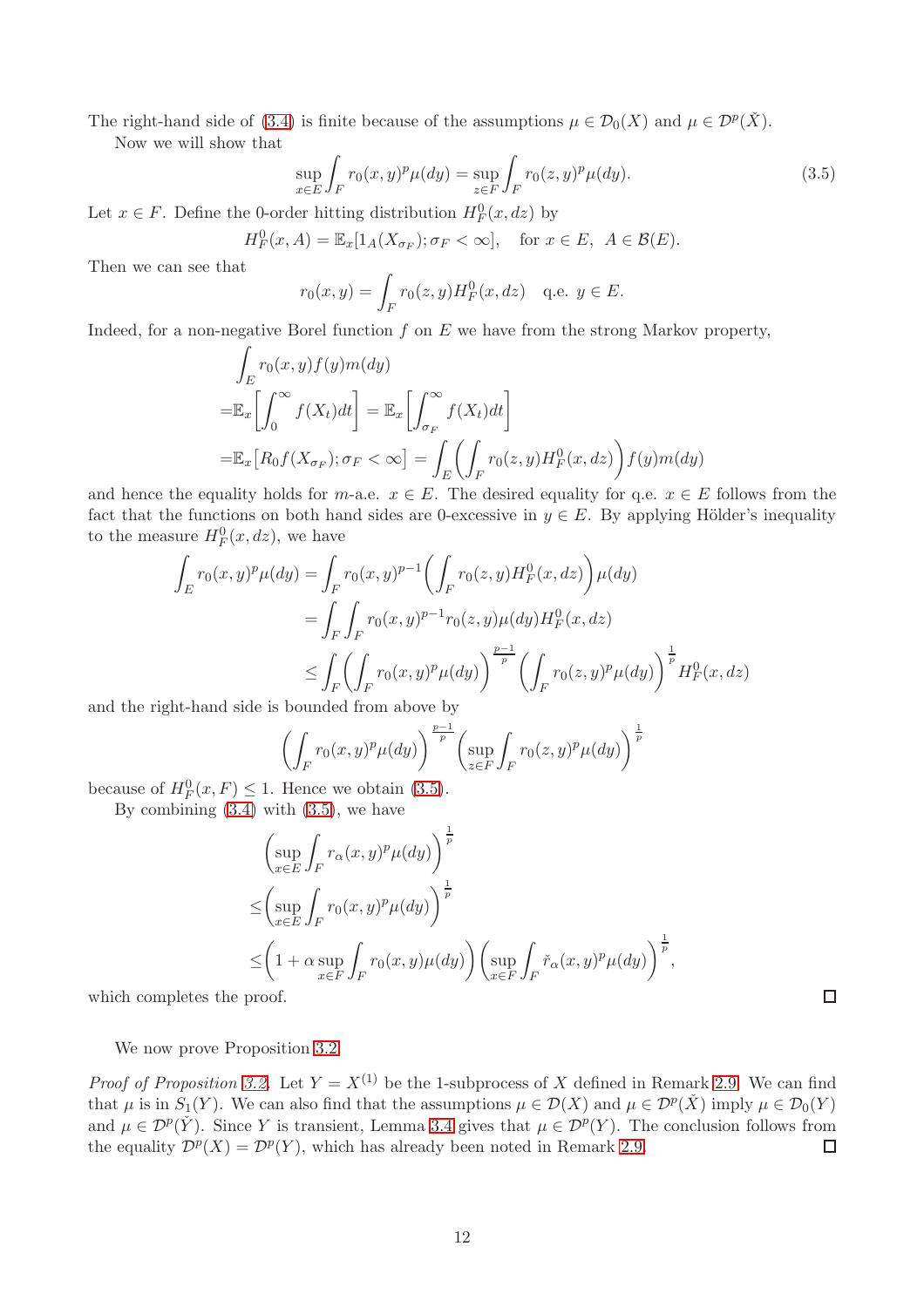The right-hand side of (3.4) is finite because of the assumptions $\mu \in \mathcal{D}_0(X)$ and $\mu \in \mathcal{D}^p(\check{X})$.

Now we will show that

$$\sup_{x\in E}\int_F r_0(x,y)^p\mu(dy) = \sup_{z\in F}\int_F r_0(z,y)^p\mu(dy). \tag{3.5}$$

Let $x \in F$. Define the 0-order hitting distribution $H_F^0(x,dz)$ by

$$H_F^0(x,A) = \mathbb{E}_x[1_A(X_{\sigma_F});\sigma_F<\infty], \quad \text{for } x\in E,\ A\in\mathcal{B}(E).$$

Then we can see that

$$r_0(x,y) = \int_F r_0(z,y)H_F^0(x,dz) \quad \text{q.e. } y\in E.$$

Indeed, for a non-negative Borel function $f$ on $E$ we have from the strong Markov property,

$$\begin{aligned}
&\int_E r_0(x,y)f(y)m(dy)\\
=&\mathbb{E}_x\bigg[\int_0^\infty f(X_t)dt\bigg] = \mathbb{E}_x\bigg[\int_{\sigma_F}^\infty f(X_t)dt\bigg]\\
=&\mathbb{E}_x\big[R_0f(X_{\sigma_F});\sigma_F<\infty\big] = \int_E\bigg(\int_F r_0(z,y)H_F^0(x,dz)\bigg)f(y)m(dy)
\end{aligned}$$

and hence the equality holds for $m$-a.e. $x\in E$. The desired equality for q.e. $x \in E$ follows from the fact that the functions on both hand sides are 0-excessive in $y\in E$. By applying Hölder's inequality to the measure $H_F^0(x,dz)$, we have

$$\begin{aligned}
\int_E r_0(x,y)^p\mu(dy) &= \int_F r_0(x,y)^{p-1}\bigg(\int_F r_0(z,y)H_F^0(x,dz)\bigg)\mu(dy)\\
&= \int_F\int_F r_0(x,y)^{p-1}r_0(z,y)\mu(dy)H_F^0(x,dz)\\
&\le \int_F\bigg(\int_F r_0(x,y)^p\mu(dy)\bigg)^{\frac{p-1}{p}}\bigg(\int_F r_0(z,y)^p\mu(dy)\bigg)^{\frac1p}H_F^0(x,dz)
\end{aligned}$$

and the right-hand side is bounded from above by

$$\bigg(\int_F r_0(x,y)^p\mu(dy)\bigg)^{\frac{p-1}{p}}\bigg(\sup_{z\in F}\int_F r_0(z,y)^p\mu(dy)\bigg)^{\frac1p}$$

because of $H_F^0(x,F)\le 1$. Hence we obtain (3.5).

By combining (3.4) with (3.5), we have

$$\begin{aligned}
&\bigg(\sup_{x\in E}\int_F r_\alpha(x,y)^p\mu(dy)\bigg)^{\frac1p}\\
\le&\bigg(\sup_{x\in E}\int_F r_0(x,y)^p\mu(dy)\bigg)^{\frac1p}\\
\le&\bigg(1+\alpha\sup_{x\in F}\int_F r_0(x,y)\mu(dy)\bigg)\bigg(\sup_{x\in F}\int_F \check{r}_\alpha(x,y)^p\mu(dy)\bigg)^{\frac1p},
\end{aligned}$$

which completes the proof. □

We now prove Proposition 3.2.

*Proof of Proposition 3.2.* Let $Y = X^{(1)}$ be the 1-subprocess of $X$ defined in Remark 2.9. We can find that $\mu$ is in $S_1(Y)$. We can also find that the assumptions $\mu\in\mathcal{D}(X)$ and $\mu\in\mathcal{D}^p(\check{X})$ imply $\mu\in\mathcal{D}_0(Y)$ and $\mu\in\mathcal{D}^p(\check{Y})$. Since $Y$ is transient, Lemma 3.4 gives that $\mu\in\mathcal{D}^p(Y)$. The conclusion follows from the equality $\mathcal{D}^p(X)=\mathcal{D}^p(Y)$, which has already been noted in Remark 2.9. □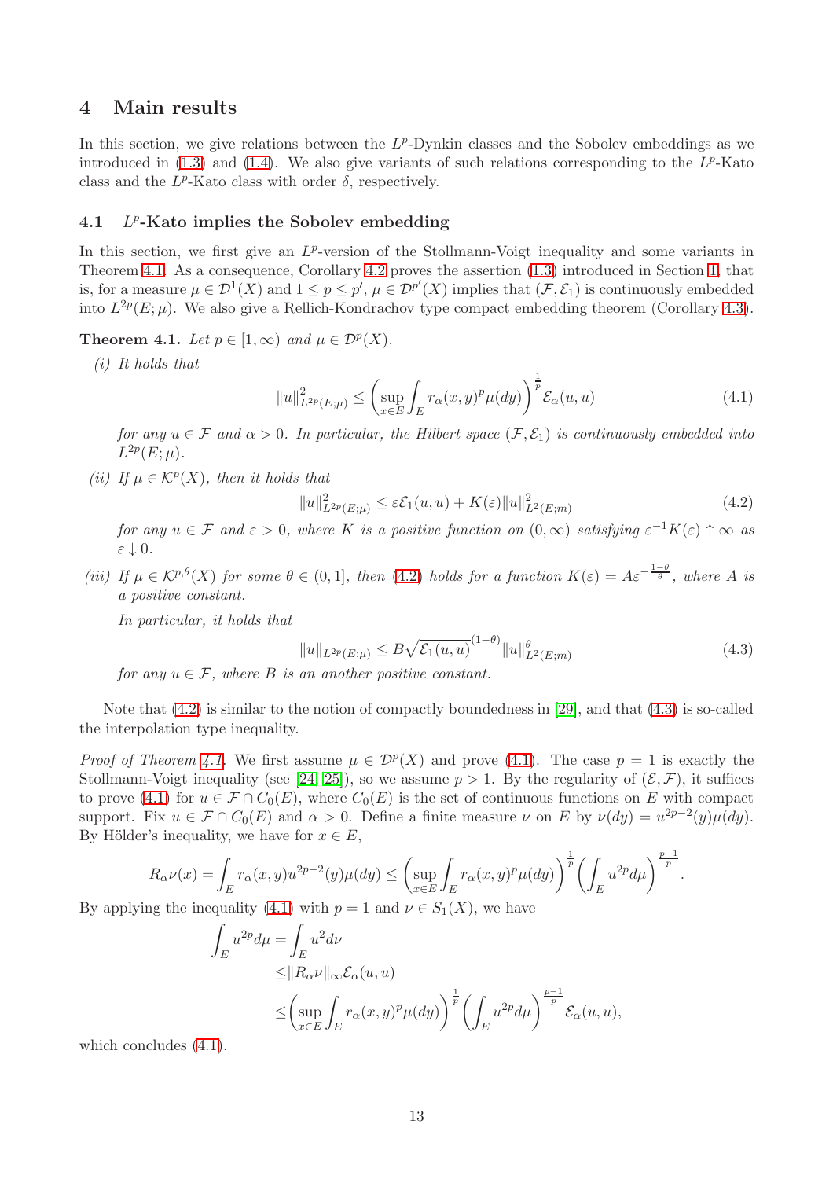# 4 Main results

In this section, we give relations between the $L^p$-Dynkin classes and the Sobolev embeddings as we introduced in (1.3) and (1.4). We also give variants of such relations corresponding to the $L^p$-Kato class and the $L^p$-Kato class with order $\delta$, respectively.

## 4.1 $L^p$-Kato implies the Sobolev embedding

In this section, we first give an $L^p$-version of the Stollmann-Voigt inequality and some variants in Theorem 4.1. As a consequence, Corollary 4.2 proves the assertion (1.3) introduced in Section 1, that is, for a measure $\mu \in \mathcal{D}^1(X)$ and $1 \le p \le p'$, $\mu \in \mathcal{D}^{p'}(X)$ implies that $(\mathcal{F}, \mathcal{E}_1)$ is continuously embedded into $L^{2p}(E;\mu)$. We also give a Rellich-Kondrachov type compact embedding theorem (Corollary 4.3).

**Theorem 4.1.** *Let $p \in [1,\infty)$ and $\mu \in \mathcal{D}^p(X)$.*

*(i) It holds that*

$$\|u\|^2_{L^{2p}(E;\mu)} \le \left(\sup_{x\in E}\int_E r_\alpha(x,y)^p \mu(dy)\right)^{\frac{1}{p}} \mathcal{E}_\alpha(u,u) \tag{4.1}$$

*for any $u \in \mathcal{F}$ and $\alpha > 0$. In particular, the Hilbert space $(\mathcal{F}, \mathcal{E}_1)$ is continuously embedded into $L^{2p}(E;\mu)$.*

*(ii) If $\mu \in \mathcal{K}^p(X)$, then it holds that*

$$\|u\|^2_{L^{2p}(E;\mu)} \le \varepsilon \mathcal{E}_1(u,u) + K(\varepsilon)\|u\|^2_{L^2(E;m)} \tag{4.2}$$

*for any $u \in \mathcal{F}$ and $\varepsilon > 0$, where $K$ is a positive function on $(0,\infty)$ satisfying $\varepsilon^{-1}K(\varepsilon) \uparrow \infty$ as $\varepsilon \downarrow 0$.*

*(iii) If $\mu \in \mathcal{K}^{p,\theta}(X)$ for some $\theta \in (0,1]$, then (4.2) holds for a function $K(\varepsilon) = A\varepsilon^{-\frac{1-\theta}{\theta}}$, where $A$ is a positive constant.*

*In particular, it holds that*

$$\|u\|_{L^{2p}(E;\mu)} \le B\sqrt{\mathcal{E}_1(u,u)}^{(1-\theta)}\|u\|^{\theta}_{L^2(E;m)} \tag{4.3}$$

*for any $u \in \mathcal{F}$, where $B$ is an another positive constant.*

Note that (4.2) is similar to the notion of compactly boundedness in [29], and that (4.3) is so-called the interpolation type inequality.

*Proof of Theorem 4.1.* We first assume $\mu \in \mathcal{D}^p(X)$ and prove (4.1). The case $p = 1$ is exactly the Stollmann-Voigt inequality (see [24, 25]), so we assume $p > 1$. By the regularity of $(\mathcal{E}, \mathcal{F})$, it suffices to prove (4.1) for $u \in \mathcal{F} \cap C_0(E)$, where $C_0(E)$ is the set of continuous functions on $E$ with compact support. Fix $u \in \mathcal{F} \cap C_0(E)$ and $\alpha > 0$. Define a finite measure $\nu$ on $E$ by $\nu(dy) = u^{2p-2}(y)\mu(dy)$. By Hölder's inequality, we have for $x \in E$,

$$R_\alpha \nu(x) = \int_E r_\alpha(x,y)u^{2p-2}(y)\mu(dy) \le \left(\sup_{x\in E}\int_E r_\alpha(x,y)^p\mu(dy)\right)^{\frac{1}{p}}\left(\int_E u^{2p}d\mu\right)^{\frac{p-1}{p}}.$$

By applying the inequality (4.1) with $p = 1$ and $\nu \in S_1(X)$, we have

$$\begin{aligned}
\int_E u^{2p}d\mu &= \int_E u^2 d\nu \\
&\le \|R_\alpha \nu\|_\infty \mathcal{E}_\alpha(u,u) \\
&\le \left(\sup_{x\in E}\int_E r_\alpha(x,y)^p\mu(dy)\right)^{\frac{1}{p}}\left(\int_E u^{2p}d\mu\right)^{\frac{p-1}{p}}\mathcal{E}_\alpha(u,u),
\end{aligned}$$

which concludes (4.1).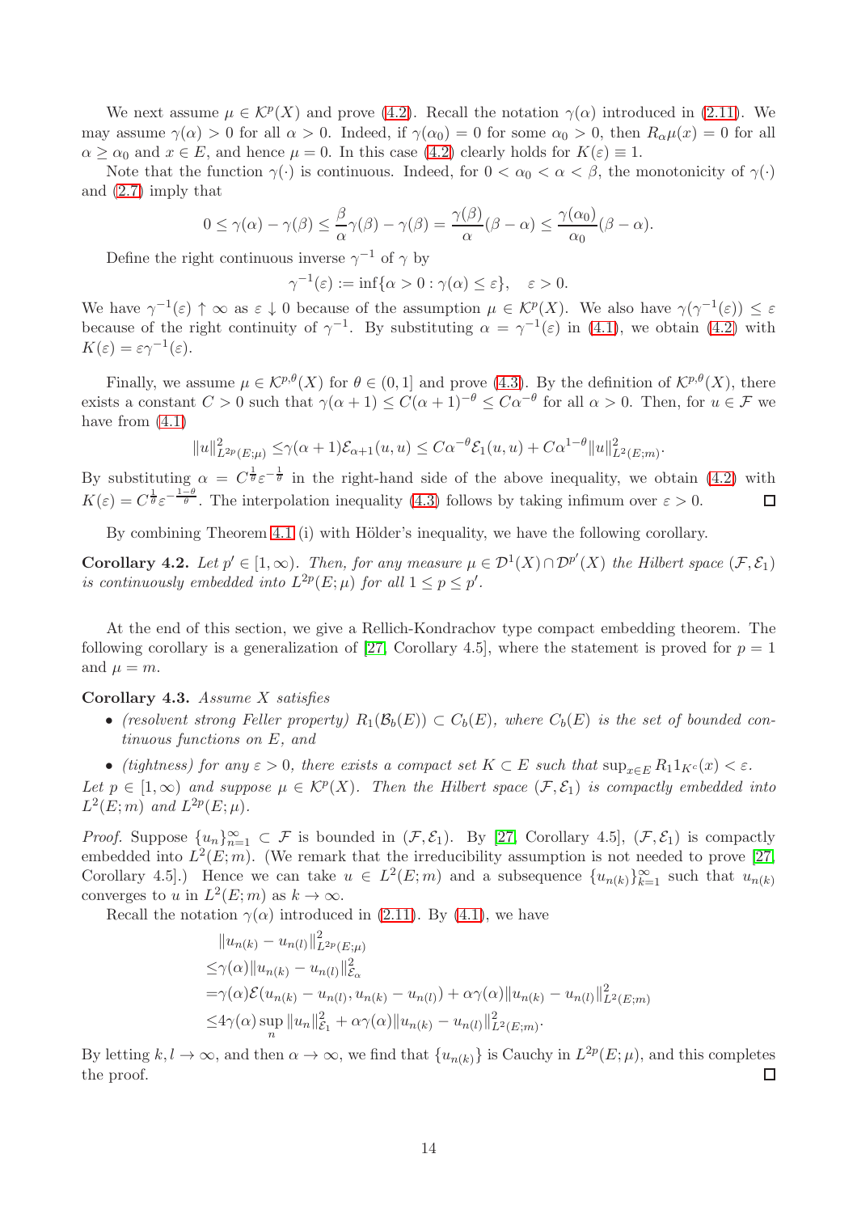We next assume $\mu \in \mathcal{K}^p(X)$ and prove (4.2). Recall the notation $\gamma(\alpha)$ introduced in (2.11). We may assume $\gamma(\alpha) > 0$ for all $\alpha > 0$. Indeed, if $\gamma(\alpha_0) = 0$ for some $\alpha_0 > 0$, then $R_\alpha \mu(x) = 0$ for all $\alpha \geq \alpha_0$ and $x \in E$, and hence $\mu = 0$. In this case (4.2) clearly holds for $K(\varepsilon) \equiv 1$.

Note that the function $\gamma(\cdot)$ is continuous. Indeed, for $0 < \alpha_0 < \alpha < \beta$, the monotonicity of $\gamma(\cdot)$ and (2.7) imply that

$$0 \leq \gamma(\alpha) - \gamma(\beta) \leq \frac{\beta}{\alpha}\gamma(\beta) - \gamma(\beta) = \frac{\gamma(\beta)}{\alpha}(\beta - \alpha) \leq \frac{\gamma(\alpha_0)}{\alpha_0}(\beta - \alpha).$$

Define the right continuous inverse $\gamma^{-1}$ of $\gamma$ by

$$\gamma^{-1}(\varepsilon) := \inf\{\alpha > 0 : \gamma(\alpha) \leq \varepsilon\}, \quad \varepsilon > 0.$$

We have $\gamma^{-1}(\varepsilon) \uparrow \infty$ as $\varepsilon \downarrow 0$ because of the assumption $\mu \in \mathcal{K}^p(X)$. We also have $\gamma(\gamma^{-1}(\varepsilon)) \leq \varepsilon$ because of the right continuity of $\gamma^{-1}$. By substituting $\alpha = \gamma^{-1}(\varepsilon)$ in (4.1), we obtain (4.2) with $K(\varepsilon) = \varepsilon\gamma^{-1}(\varepsilon)$.

Finally, we assume $\mu \in \mathcal{K}^{p,\theta}(X)$ for $\theta \in (0, 1]$ and prove (4.3). By the definition of $\mathcal{K}^{p,\theta}(X)$, there exists a constant $C > 0$ such that $\gamma(\alpha + 1) \leq C(\alpha + 1)^{-\theta} \leq C\alpha^{-\theta}$ for all $\alpha > 0$. Then, for $u \in \mathcal{F}$ we have from (4.1)

$$\|u\|^2_{L^{2p}(E;\mu)} \leq \gamma(\alpha + 1)\mathcal{E}_{\alpha+1}(u, u) \leq C\alpha^{-\theta}\mathcal{E}_1(u, u) + C\alpha^{1-\theta}\|u\|^2_{L^2(E;m)}.$$

By substituting $\alpha = C^{\frac{1}{\theta}}\varepsilon^{-\frac{1}{\theta}}$ in the right-hand side of the above inequality, we obtain (4.2) with $K(\varepsilon) = C^{\frac{1}{\theta}}\varepsilon^{-\frac{1-\theta}{\theta}}$. The interpolation inequality (4.3) follows by taking infimum over $\varepsilon > 0$. $\square$

By combining Theorem 4.1 (i) with Hölder's inequality, we have the following corollary.

**Corollary 4.2.** *Let $p' \in [1, \infty)$. Then, for any measure $\mu \in \mathcal{D}^1(X) \cap \mathcal{D}^{p'}(X)$ the Hilbert space $(\mathcal{F}, \mathcal{E}_1)$ is continuously embedded into $L^{2p}(E; \mu)$ for all $1 \leq p \leq p'$.*

At the end of this section, we give a Rellich-Kondrachov type compact embedding theorem. The following corollary is a generalization of [27, Corollary 4.5], where the statement is proved for $p = 1$ and $\mu = m$.

**Corollary 4.3.** *Assume $X$ satisfies*

- *(resolvent strong Feller property) $R_1(\mathcal{B}_b(E)) \subset C_b(E)$, where $C_b(E)$ is the set of bounded continuous functions on $E$, and*
- *(tightness) for any $\varepsilon > 0$, there exists a compact set $K \subset E$ such that $\sup_{x\in E} R_1 1_{K^c}(x) < \varepsilon$.*

*Let $p \in [1, \infty)$ and suppose $\mu \in \mathcal{K}^p(X)$. Then the Hilbert space $(\mathcal{F}, \mathcal{E}_1)$ is compactly embedded into $L^2(E; m)$ and $L^{2p}(E; \mu)$.*

*Proof.* Suppose $\{u_n\}_{n=1}^\infty \subset \mathcal{F}$ is bounded in $(\mathcal{F}, \mathcal{E}_1)$. By [27, Corollary 4.5], $(\mathcal{F}, \mathcal{E}_1)$ is compactly embedded into $L^2(E; m)$. (We remark that the irreducibility assumption is not needed to prove [27, Corollary 4.5].) Hence we can take $u \in L^2(E; m)$ and a subsequence $\{u_{n(k)}\}_{k=1}^\infty$ such that $u_{n(k)}$ converges to $u$ in $L^2(E; m)$ as $k \to \infty$.

Recall the notation $\gamma(\alpha)$ introduced in (2.11). By (4.1), we have

$$\begin{aligned}
&\|u_{n(k)} - u_{n(l)}\|^2_{L^{2p}(E;\mu)} \\
\leq&\gamma(\alpha)\|u_{n(k)} - u_{n(l)}\|^2_{\mathcal{E}_\alpha} \\
=&\gamma(\alpha)\mathcal{E}(u_{n(k)} - u_{n(l)}, u_{n(k)} - u_{n(l)}) + \alpha\gamma(\alpha)\|u_{n(k)} - u_{n(l)}\|^2_{L^2(E;m)} \\
\leq&4\gamma(\alpha)\sup_n \|u_n\|^2_{\mathcal{E}_1} + \alpha\gamma(\alpha)\|u_{n(k)} - u_{n(l)}\|^2_{L^2(E;m)}.
\end{aligned}$$

By letting $k, l \to \infty$, and then $\alpha \to \infty$, we find that $\{u_{n(k)}\}$ is Cauchy in $L^{2p}(E; \mu)$, and this completes the proof. $\square$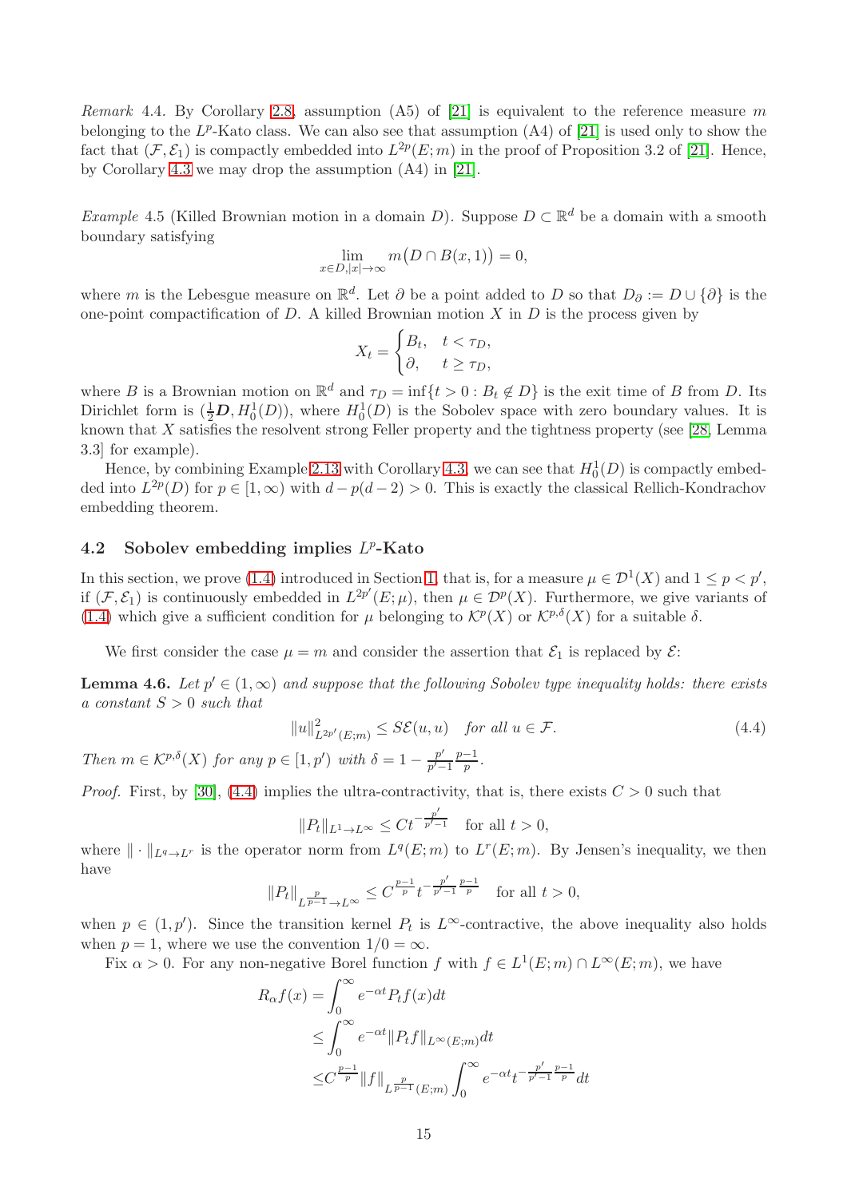*Remark* 4.4. By Corollary 2.8, assumption (A5) of [21] is equivalent to the reference measure $m$ belonging to the $L^p$-Kato class. We can also see that assumption (A4) of [21] is used only to show the fact that $(\mathcal{F}, \mathcal{E}_1)$ is compactly embedded into $L^{2p}(E;m)$ in the proof of Proposition 3.2 of [21]. Hence, by Corollary 4.3 we may drop the assumption (A4) in [21].

*Example* 4.5 (Killed Brownian motion in a domain $D$). Suppose $D \subset \mathbb{R}^d$ be a domain with a smooth boundary satisfying

$$\lim_{x \in D, |x| \to \infty} m\big(D \cap B(x,1)\big) = 0,$$

where $m$ is the Lebesgue measure on $\mathbb{R}^d$. Let $\partial$ be a point added to $D$ so that $D_\partial := D \cup \{\partial\}$ is the one-point compactification of $D$. A killed Brownian motion $X$ in $D$ is the process given by

$$X_t = \begin{cases} B_t, & t < \tau_D, \\ \partial, & t \geq \tau_D, \end{cases}$$

where $B$ is a Brownian motion on $\mathbb{R}^d$ and $\tau_D = \inf\{t > 0 : B_t \notin D\}$ is the exit time of $B$ from $D$. Its Dirichlet form is $(\frac{1}{2}\boldsymbol{D}, H_0^1(D))$, where $H_0^1(D)$ is the Sobolev space with zero boundary values. It is known that $X$ satisfies the resolvent strong Feller property and the tightness property (see [28, Lemma 3.3] for example).

Hence, by combining Example 2.13 with Corollary 4.3, we can see that $H_0^1(D)$ is compactly embedded into $L^{2p}(D)$ for $p \in [1, \infty)$ with $d - p(d-2) > 0$. This is exactly the classical Rellich-Kondrachov embedding theorem.

## 4.2 Sobolev embedding implies $L^p$-Kato

In this section, we prove (1.4) introduced in Section 1, that is, for a measure $\mu \in \mathcal{D}^1(X)$ and $1 \leq p < p'$, if $(\mathcal{F}, \mathcal{E}_1)$ is continuously embedded in $L^{2p'}(E;\mu)$, then $\mu \in \mathcal{D}^p(X)$. Furthermore, we give variants of (1.4) which give a sufficient condition for $\mu$ belonging to $\mathcal{K}^p(X)$ or $\mathcal{K}^{p,\delta}(X)$ for a suitable $\delta$.

We first consider the case $\mu = m$ and consider the assertion that $\mathcal{E}_1$ is replaced by $\mathcal{E}$:

**Lemma 4.6.** *Let $p' \in (1, \infty)$ and suppose that the following Sobolev type inequality holds: there exists a constant $S > 0$ such that*

$$\|u\|^2_{L^{2p'}(E;m)} \leq S\mathcal{E}(u,u) \quad \textit{for all } u \in \mathcal{F}. \tag{4.4}$$

*Then $m \in \mathcal{K}^{p,\delta}(X)$ for any $p \in [1, p')$ with $\delta = 1 - \frac{p'}{p'-1}\frac{p-1}{p}$.*

*Proof.* First, by [30], (4.4) implies the ultra-contractivity, that is, there exists $C > 0$ such that

$$\|P_t\|_{L^1 \to L^\infty} \leq C t^{-\frac{p'}{p'-1}} \quad \text{for all } t > 0,$$

where $\|\cdot\|_{L^q \to L^r}$ is the operator norm from $L^q(E;m)$ to $L^r(E;m)$. By Jensen's inequality, we then have

$$\|P_t\|_{L^{\frac{p}{p-1}} \to L^\infty} \leq C^{\frac{p-1}{p}} t^{-\frac{p'}{p'-1}\frac{p-1}{p}} \quad \text{for all } t > 0,$$

when $p \in (1, p')$. Since the transition kernel $P_t$ is $L^\infty$-contractive, the above inequality also holds when $p = 1$, where we use the convention $1/0 = \infty$.

Fix $\alpha > 0$. For any non-negative Borel function $f$ with $f \in L^1(E;m) \cap L^\infty(E;m)$, we have

$$\begin{aligned}
R_\alpha f(x) &= \int_0^\infty e^{-\alpha t} P_t f(x) dt \\
&\leq \int_0^\infty e^{-\alpha t} \|P_t f\|_{L^\infty(E;m)} dt \\
&\leq C^{\frac{p-1}{p}} \|f\|_{L^{\frac{p}{p-1}}(E;m)} \int_0^\infty e^{-\alpha t} t^{-\frac{p'}{p'-1}\frac{p-1}{p}} dt
\end{aligned}$$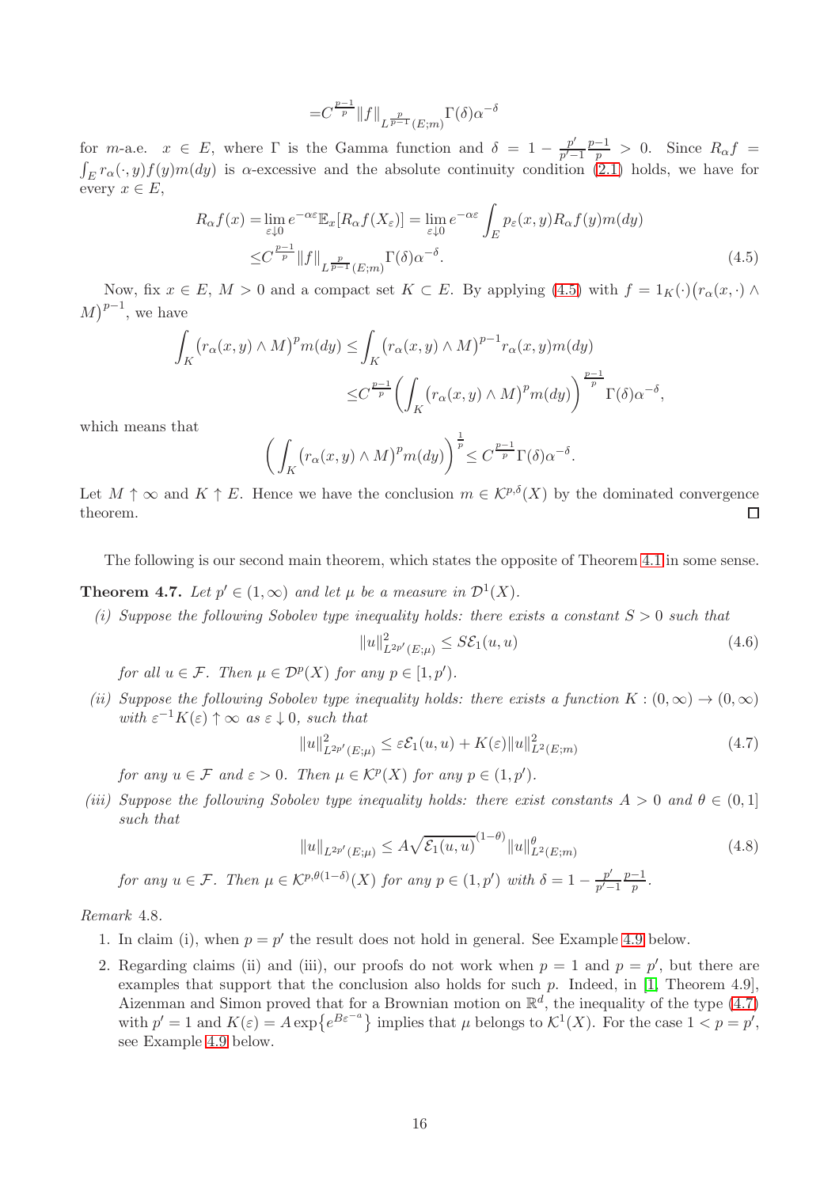$$=C^{\frac{p-1}{p}}\|f\|_{L^{\frac{p}{p-1}}(E;m)}\Gamma(\delta)\alpha^{-\delta}$$

for $m$-a.e. $x \in E$, where $\Gamma$ is the Gamma function and $\delta = 1 - \frac{p'}{p'-1}\frac{p-1}{p} > 0$. Since $R_\alpha f = \int_E r_\alpha(\cdot, y)f(y)m(dy)$ is $\alpha$-excessive and the absolute continuity condition (2.1) holds, we have for every $x \in E$,

$$\begin{aligned}R_\alpha f(x) =& \lim_{\varepsilon\downarrow 0} e^{-\alpha\varepsilon}\mathbb{E}_x[R_\alpha f(X_\varepsilon)] = \lim_{\varepsilon\downarrow 0} e^{-\alpha\varepsilon}\int_E p_\varepsilon(x,y)R_\alpha f(y)m(dy)\\ \leq& C^{\frac{p-1}{p}}\|f\|_{L^{\frac{p}{p-1}}(E;m)}\Gamma(\delta)\alpha^{-\delta}.\end{aligned} \tag{4.5}$$

Now, fix $x \in E$, $M > 0$ and a compact set $K \subset E$. By applying (4.5) with $f = 1_K(\cdot)\big(r_\alpha(x,\cdot)\wedge M\big)^{p-1}$, we have

$$\begin{aligned}\int_K \big(r_\alpha(x,y)\wedge M\big)^p m(dy) \leq& \int_K \big(r_\alpha(x,y)\wedge M\big)^{p-1} r_\alpha(x,y)m(dy)\\ \leq& C^{\frac{p-1}{p}}\left(\int_K \big(r_\alpha(x,y)\wedge M\big)^p m(dy)\right)^{\frac{p-1}{p}}\Gamma(\delta)\alpha^{-\delta},\end{aligned}$$

which means that

$$\left(\int_K \big(r_\alpha(x,y)\wedge M\big)^p m(dy)\right)^{\frac{1}{p}} \leq C^{\frac{p-1}{p}}\Gamma(\delta)\alpha^{-\delta}.$$

Let $M \uparrow \infty$ and $K \uparrow E$. Hence we have the conclusion $m \in \mathcal{K}^{p,\delta}(X)$ by the dominated convergence theorem. $\square$

The following is our second main theorem, which states the opposite of Theorem 4.1 in some sense.

**Theorem 4.7.** *Let $p' \in (1,\infty)$ and let $\mu$ be a measure in $\mathcal{D}^1(X)$.*

*(i) Suppose the following Sobolev type inequality holds: there exists a constant $S > 0$ such that*

$$\|u\|^2_{L^{2p'}(E;\mu)} \leq S\mathcal{E}_1(u,u) \tag{4.6}$$

*for all $u \in \mathcal{F}$. Then $\mu \in \mathcal{D}^p(X)$ for any $p \in [1,p')$.*

*(ii) Suppose the following Sobolev type inequality holds: there exists a function $K : (0,\infty) \to (0,\infty)$ with $\varepsilon^{-1}K(\varepsilon) \uparrow \infty$ as $\varepsilon \downarrow 0$, such that*

$$\|u\|^2_{L^{2p'}(E;\mu)} \leq \varepsilon\mathcal{E}_1(u,u) + K(\varepsilon)\|u\|^2_{L^2(E;m)} \tag{4.7}$$

*for any $u \in \mathcal{F}$ and $\varepsilon > 0$. Then $\mu \in \mathcal{K}^p(X)$ for any $p \in (1,p')$.*

*(iii) Suppose the following Sobolev type inequality holds: there exist constants $A > 0$ and $\theta \in (0,1]$ such that*

$$\|u\|_{L^{2p'}(E;\mu)} \leq A\sqrt{\mathcal{E}_1(u,u)}^{(1-\theta)}\|u\|^\theta_{L^2(E;m)} \tag{4.8}$$

*for any $u \in \mathcal{F}$. Then $\mu \in \mathcal{K}^{p,\theta(1-\delta)}(X)$ for any $p \in (1,p')$ with $\delta = 1 - \frac{p'}{p'-1}\frac{p-1}{p}$.*

*Remark* 4.8.

1. In claim (i), when $p = p'$ the result does not hold in general. See Example 4.9 below.
2. Regarding claims (ii) and (iii), our proofs do not work when $p = 1$ and $p = p'$, but there are examples that support that the conclusion also holds for such $p$. Indeed, in [1, Theorem 4.9], Aizenman and Simon proved that for a Brownian motion on $\mathbb{R}^d$, the inequality of the type (4.7) with $p' = 1$ and $K(\varepsilon) = A\exp\{e^{B\varepsilon^{-a}}\}$ implies that $\mu$ belongs to $\mathcal{K}^1(X)$. For the case $1 < p = p'$, see Example 4.9 below.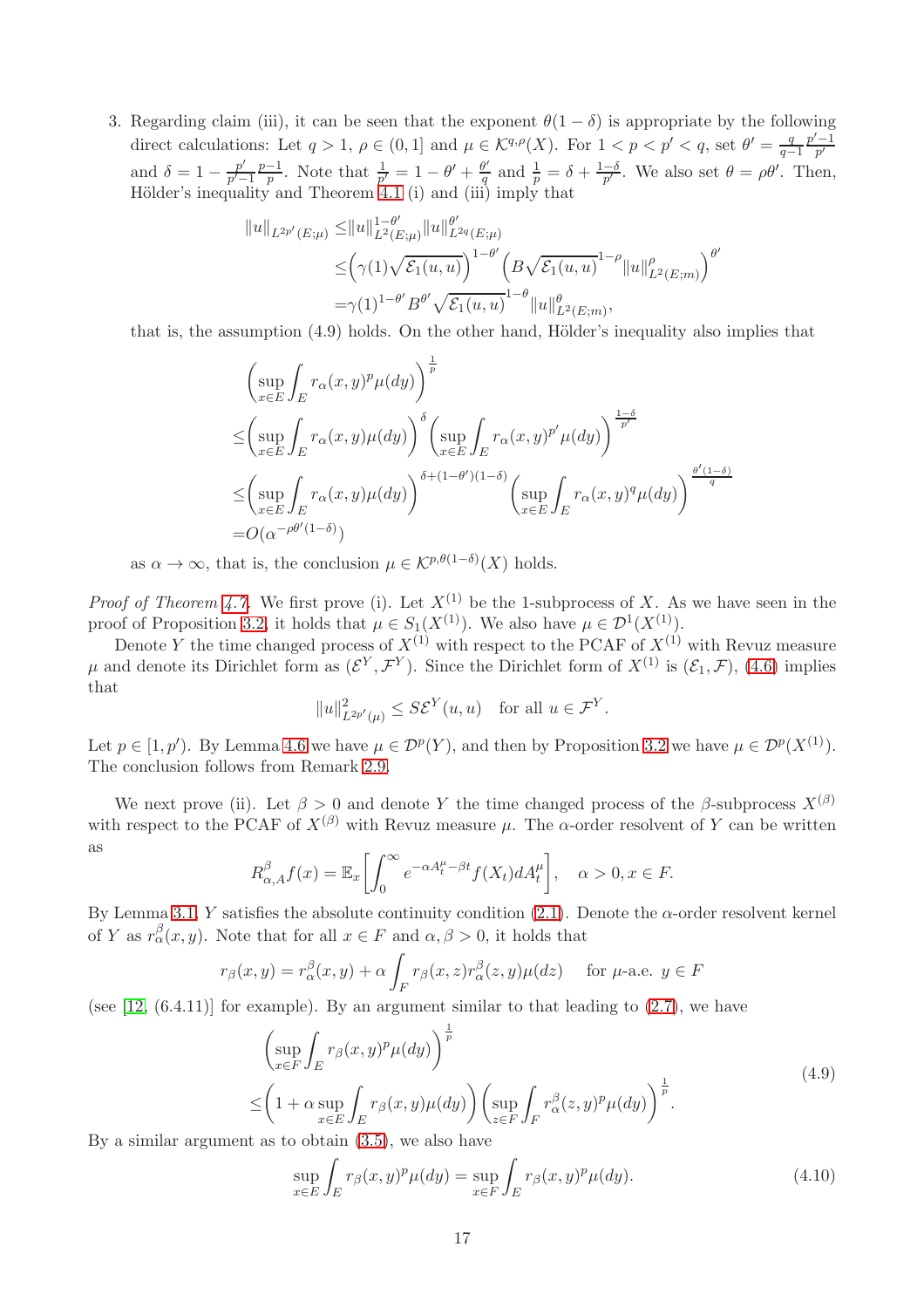3. Regarding claim (iii), it can be seen that the exponent $\theta(1-\delta)$ is appropriate by the following direct calculations: Let $q > 1$, $\rho \in (0, 1]$ and $\mu \in \mathcal{K}^{q,\rho}(X)$. For $1 < p < p' < q$, set $\theta' = \frac{q}{q-1}\frac{p'-1}{p'}$ and $\delta = 1 - \frac{p'}{p'-1}\frac{p-1}{p}$. Note that $\frac{1}{p'} = 1 - \theta' + \frac{\theta'}{q}$ and $\frac{1}{p} = \delta + \frac{1-\delta}{p'}$. We also set $\theta = \rho\theta'$. Then, Hölder's inequality and Theorem 4.1 (i) and (iii) imply that

$$
\begin{aligned}
\|u\|_{L^{2p'}(E;\mu)} \leq & \|u\|_{L^2(E;\mu)}^{1-\theta'} \|u\|_{L^{2q}(E;\mu)}^{\theta'} \\
\leq & \Big(\gamma(1)\sqrt{\mathcal{E}_1(u,u)}\Big)^{1-\theta'} \Big(B\sqrt{\mathcal{E}_1(u,u)}^{1-\rho}\|u\|_{L^2(E;m)}^{\rho}\Big)^{\theta'} \\
= & \gamma(1)^{1-\theta'} B^{\theta'} \sqrt{\mathcal{E}_1(u,u)}^{1-\theta} \|u\|_{L^2(E;m)}^{\theta},
\end{aligned}
$$

that is, the assumption (4.9) holds. On the other hand, Hölder's inequality also implies that

$$
\begin{aligned}
&\left(\sup_{x\in E}\int_E r_\alpha(x,y)^p \mu(dy)\right)^{\frac{1}{p}} \\
\leq & \left(\sup_{x\in E}\int_E r_\alpha(x,y)\mu(dy)\right)^{\delta} \left(\sup_{x\in E}\int_E r_\alpha(x,y)^{p'}\mu(dy)\right)^{\frac{1-\delta}{p'}} \\
\leq & \left(\sup_{x\in E}\int_E r_\alpha(x,y)\mu(dy)\right)^{\delta+(1-\theta')(1-\delta)} \left(\sup_{x\in E}\int_E r_\alpha(x,y)^{q}\mu(dy)\right)^{\frac{\theta'(1-\delta)}{q}} \\
= & O(\alpha^{-\rho\theta'(1-\delta)})
\end{aligned}
$$

as $\alpha \to \infty$, that is, the conclusion $\mu \in \mathcal{K}^{p,\theta(1-\delta)}(X)$ holds.

*Proof of Theorem 4.7.* We first prove (i). Let $X^{(1)}$ be the 1-subprocess of $X$. As we have seen in the proof of Proposition 3.2, it holds that $\mu \in S_1(X^{(1)})$. We also have $\mu \in \mathcal{D}^1(X^{(1)})$.

Denote $Y$ the time changed process of $X^{(1)}$ with respect to the PCAF of $X^{(1)}$ with Revuz measure $\mu$ and denote its Dirichlet form as $(\mathcal{E}^Y, \mathcal{F}^Y)$. Since the Dirichlet form of $X^{(1)}$ is $(\mathcal{E}_1, \mathcal{F})$, (4.6) implies that

$$
\|u\|_{L^{2p'}(\mu)}^2 \leq S\mathcal{E}^Y(u,u) \quad \text{for all } u \in \mathcal{F}^Y.
$$

Let $p \in [1, p')$. By Lemma 4.6 we have $\mu \in \mathcal{D}^p(Y)$, and then by Proposition 3.2 we have $\mu \in \mathcal{D}^p(X^{(1)})$. The conclusion follows from Remark 2.9.

We next prove (ii). Let $\beta > 0$ and denote $Y$ the time changed process of the $\beta$-subprocess $X^{(\beta)}$ with respect to the PCAF of $X^{(\beta)}$ with Revuz measure $\mu$. The $\alpha$-order resolvent of $Y$ can be written as

$$
R_{\alpha,A}^{\beta} f(x) = \mathbb{E}_x\left[\int_0^\infty e^{-\alpha A_t^\mu - \beta t} f(X_t)\, dA_t^\mu\right], \quad \alpha > 0, x \in F.
$$

By Lemma 3.1, $Y$ satisfies the absolute continuity condition (2.1). Denote the $\alpha$-order resolvent kernel of $Y$ as $r_\alpha^\beta(x,y)$. Note that for all $x \in F$ and $\alpha, \beta > 0$, it holds that

$$
r_\beta(x,y) = r_\alpha^\beta(x,y) + \alpha\int_F r_\beta(x,z) r_\alpha^\beta(z,y)\mu(dz) \quad \text{ for } \mu\text{-a.e. } y \in F
$$

(see [12, (6.4.11)] for example). By an argument similar to that leading to (2.7), we have

$$
\begin{aligned}
&\left(\sup_{x\in F}\int_E r_\beta(x,y)^p\mu(dy)\right)^{\frac{1}{p}} \\
\leq & \left(1 + \alpha\sup_{x\in E}\int_E r_\beta(x,y)\mu(dy)\right)\left(\sup_{z\in F}\int_F r_\alpha^\beta(z,y)^p\mu(dy)\right)^{\frac{1}{p}}.
\end{aligned} \tag{4.9}
$$

By a similar argument as to obtain (3.5), we also have

$$
\sup_{x\in E}\int_E r_\beta(x,y)^p\mu(dy) = \sup_{x\in F}\int_E r_\beta(x,y)^p\mu(dy). \tag{4.10}
$$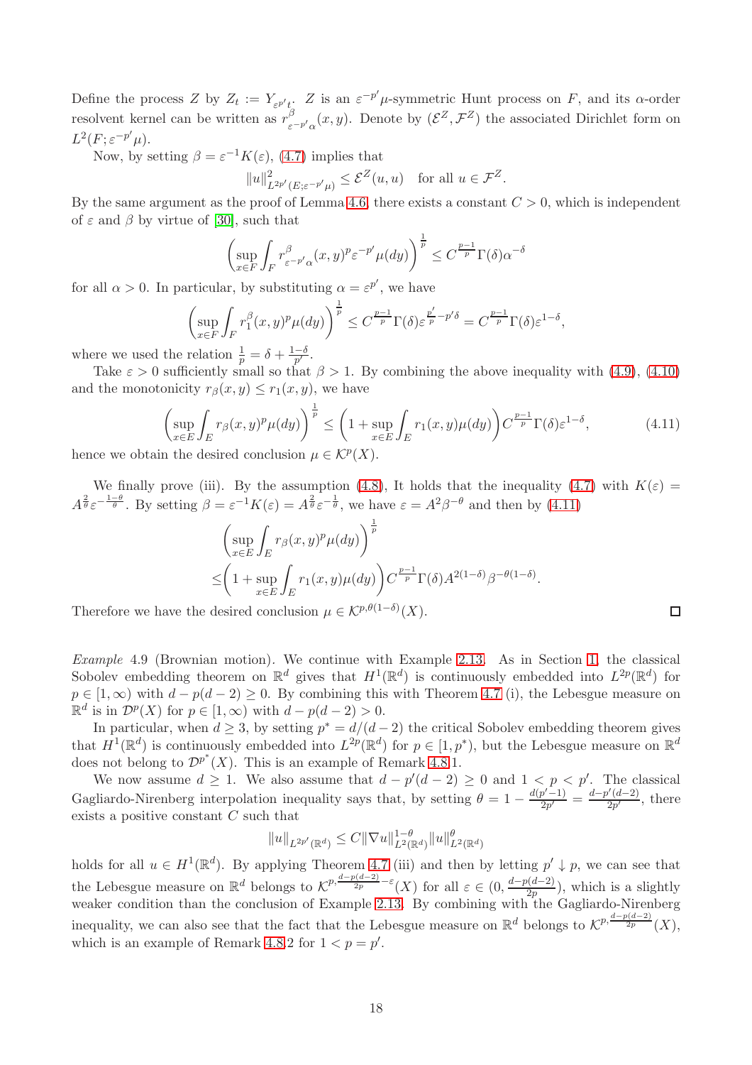Define the process $Z$ by $Z_t := Y_{\varepsilon^{p'}t}$. $Z$ is an $\varepsilon^{-p'}\mu$-symmetric Hunt process on $F$, and its $\alpha$-order resolvent kernel can be written as $r^{\beta}_{\varepsilon^{-p'}\alpha}(x,y)$. Denote by $(\mathcal{E}^Z, \mathcal{F}^Z)$ the associated Dirichlet form on $L^2(F;\varepsilon^{-p'}\mu)$.

Now, by setting $\beta = \varepsilon^{-1}K(\varepsilon)$, (4.7) implies that

$$\|u\|^2_{L^{2p'}(E;\varepsilon^{-p'}\mu)} \le \mathcal{E}^Z(u,u) \quad \text{for all } u \in \mathcal{F}^Z.$$

By the same argument as the proof of Lemma 4.6, there exists a constant $C > 0$, which is independent of $\varepsilon$ and $\beta$ by virtue of [30], such that

$$\left(\sup_{x\in F}\int_F r^{\beta}_{\varepsilon^{-p'}\alpha}(x,y)^p \varepsilon^{-p'}\mu(dy)\right)^{\frac{1}{p}} \le C^{\frac{p-1}{p}}\Gamma(\delta)\alpha^{-\delta}$$

for all $\alpha > 0$. In particular, by substituting $\alpha = \varepsilon^{p'}$, we have

$$\left(\sup_{x\in F}\int_F r^{\beta}_{1}(x,y)^p \mu(dy)\right)^{\frac{1}{p}} \le C^{\frac{p-1}{p}}\Gamma(\delta)\varepsilon^{\frac{p'}{p}-p'\delta} = C^{\frac{p-1}{p}}\Gamma(\delta)\varepsilon^{1-\delta},$$

where we used the relation $\frac{1}{p} = \delta + \frac{1-\delta}{p'}$.

Take $\varepsilon > 0$ sufficiently small so that $\beta > 1$. By combining the above inequality with (4.9), (4.10) and the monotonicity $r_\beta(x,y) \le r_1(x,y)$, we have

$$\left(\sup_{x\in E}\int_E r_{\beta}(x,y)^p \mu(dy)\right)^{\frac{1}{p}} \le \left(1 + \sup_{x\in E}\int_E r_1(x,y)\mu(dy)\right)C^{\frac{p-1}{p}}\Gamma(\delta)\varepsilon^{1-\delta}, \tag{4.11}$$

hence we obtain the desired conclusion $\mu \in \mathcal{K}^p(X)$.

We finally prove (iii). By the assumption (4.8), It holds that the inequality (4.7) with $K(\varepsilon) = A^{\frac{2}{\theta}}\varepsilon^{-\frac{1-\theta}{\theta}}$. By setting $\beta = \varepsilon^{-1}K(\varepsilon) = A^{\frac{2}{\theta}}\varepsilon^{-\frac{1}{\theta}}$, we have $\varepsilon = A^2\beta^{-\theta}$ and then by (4.11)

$$\begin{aligned}
&\left(\sup_{x\in E}\int_E r_{\beta}(x,y)^p \mu(dy)\right)^{\frac{1}{p}} \\
\le&\left(1 + \sup_{x\in E}\int_E r_1(x,y)\mu(dy)\right)C^{\frac{p-1}{p}}\Gamma(\delta)A^{2(1-\delta)}\beta^{-\theta(1-\delta)}.
\end{aligned}$$

Therefore we have the desired conclusion $\mu \in \mathcal{K}^{p,\theta(1-\delta)}(X)$. □

*Example* 4.9 (Brownian motion). We continue with Example 2.13. As in Section 1, the classical Sobolev embedding theorem on $\mathbb{R}^d$ gives that $H^1(\mathbb{R}^d)$ is continuously embedded into $L^{2p}(\mathbb{R}^d)$ for $p \in [1,\infty)$ with $d - p(d-2) \ge 0$. By combining this with Theorem 4.7 (i), the Lebesgue measure on $\mathbb{R}^d$ is in $\mathcal{D}^p(X)$ for $p \in [1,\infty)$ with $d - p(d-2) > 0$.

In particular, when $d \ge 3$, by setting $p^* = d/(d-2)$ the critical Sobolev embedding theorem gives that $H^1(\mathbb{R}^d)$ is continuously embedded into $L^{2p}(\mathbb{R}^d)$ for $p \in [1,p^*)$, but the Lebesgue measure on $\mathbb{R}^d$ does not belong to $\mathcal{D}^{p^*}(X)$. This is an example of Remark 4.8 1.

We now assume $d \ge 1$. We also assume that $d - p'(d-2) \ge 0$ and $1 < p < p'$. The classical Gagliardo-Nirenberg interpolation inequality says that, by setting $\theta = 1 - \frac{d(p'-1)}{2p'} = \frac{d-p'(d-2)}{2p'}$, there exists a positive constant $C$ such that

$$\|u\|_{L^{2p'}(\mathbb{R}^d)} \le C\|\nabla u\|^{1-\theta}_{L^2(\mathbb{R}^d)}\|u\|^{\theta}_{L^2(\mathbb{R}^d)}$$

holds for all $u \in H^1(\mathbb{R}^d)$. By applying Theorem 4.7 (iii) and then by letting $p' \downarrow p$, we can see that the Lebesgue measure on $\mathbb{R}^d$ belongs to $\mathcal{K}^{p,\frac{d-p(d-2)}{2p}-\varepsilon}(X)$ for all $\varepsilon \in (0, \frac{d-p(d-2)}{2p})$, which is a slightly weaker condition than the conclusion of Example 2.13. By combining with the Gagliardo-Nirenberg inequality, we can also see that the fact that the Lebesgue measure on $\mathbb{R}^d$ belongs to $\mathcal{K}^{p,\frac{d-p(d-2)}{2p}}(X)$, which is an example of Remark 4.8 2 for $1 < p = p'$.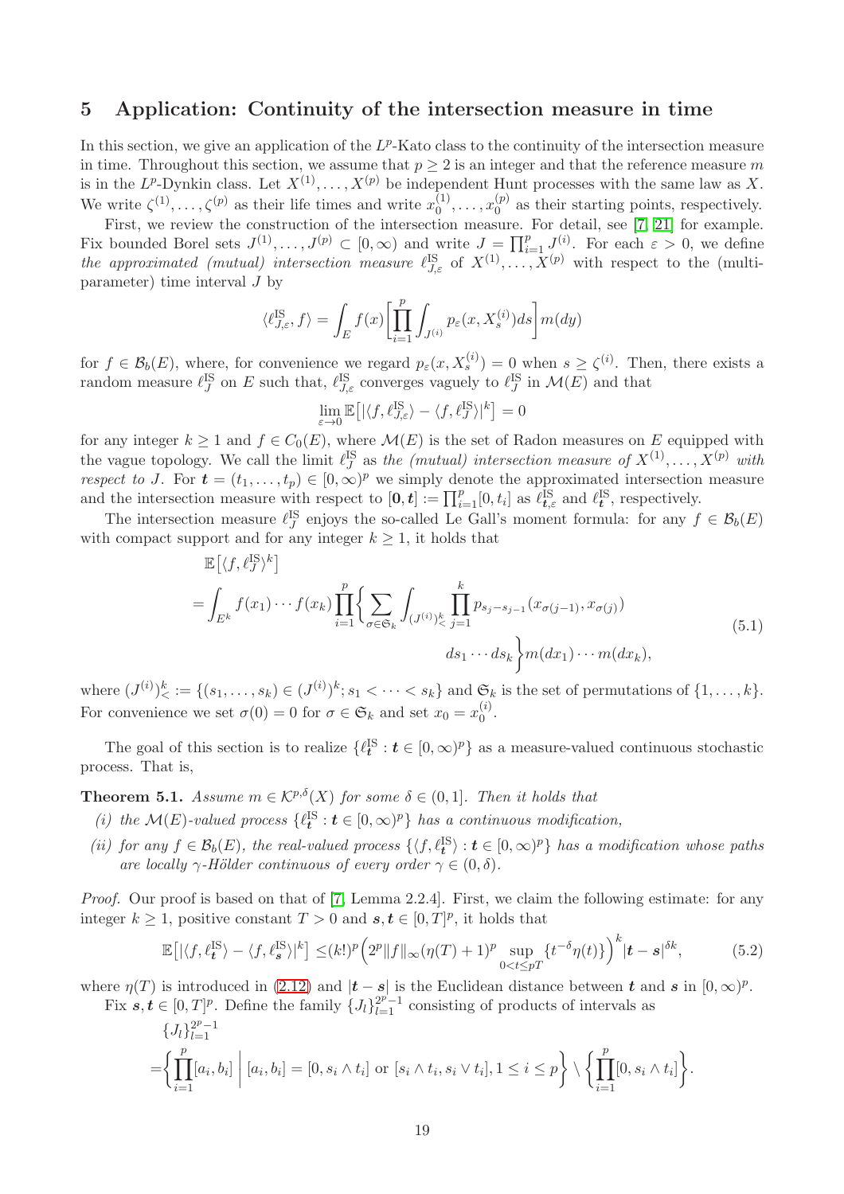## 5 Application: Continuity of the intersection measure in time

In this section, we give an application of the $L^p$-Kato class to the continuity of the intersection measure in time. Throughout this section, we assume that $p \geq 2$ is an integer and that the reference measure $m$ is in the $L^p$-Dynkin class. Let $X^{(1)}, \dots, X^{(p)}$ be independent Hunt processes with the same law as $X$. We write $\zeta^{(1)}, \dots, \zeta^{(p)}$ as their life times and write $x_0^{(1)}, \dots, x_0^{(p)}$ as their starting points, respectively.

First, we review the construction of the intersection measure. For detail, see [7, 21] for example. Fix bounded Borel sets $J^{(1)}, \dots, J^{(p)} \subset [0, \infty)$ and write $J = \prod_{i=1}^p J^{(i)}$. For each $\varepsilon > 0$, we define *the approximated (mutual) intersection measure* $\ell_{J,\varepsilon}^{\mathrm{IS}}$ of $X^{(1)}, \dots, X^{(p)}$ with respect to the (multi-parameter) time interval $J$ by

$$\langle \ell_{J,\varepsilon}^{\mathrm{IS}}, f \rangle = \int_E f(x) \left[ \prod_{i=1}^p \int_{J^{(i)}} p_\varepsilon(x, X_s^{(i)}) ds \right] m(dy)$$

for $f \in \mathcal{B}_b(E)$, where, for convenience we regard $p_\varepsilon(x, X_s^{(i)}) = 0$ when $s \geq \zeta^{(i)}$. Then, there exists a random measure $\ell_J^{\mathrm{IS}}$ on $E$ such that, $\ell_{J,\varepsilon}^{\mathrm{IS}}$ converges vaguely to $\ell_J^{\mathrm{IS}}$ in $\mathcal{M}(E)$ and that

$$\lim_{\varepsilon \to 0} \mathbb{E}\big[ |\langle f, \ell_{J,\varepsilon}^{\mathrm{IS}} \rangle - \langle f, \ell_J^{\mathrm{IS}} \rangle|^k \big] = 0$$

for any integer $k \geq 1$ and $f \in C_0(E)$, where $\mathcal{M}(E)$ is the set of Radon measures on $E$ equipped with the vague topology. We call the limit $\ell_J^{\mathrm{IS}}$ as *the (mutual) intersection measure of* $X^{(1)}, \dots, X^{(p)}$ *with respect to* $J$. For $\boldsymbol{t} = (t_1, \dots, t_p) \in [0, \infty)^p$ we simply denote the approximated intersection measure and the intersection measure with respect to $[\boldsymbol{0}, \boldsymbol{t}] := \prod_{i=1}^p [0, t_i]$ as $\ell_{\boldsymbol{t},\varepsilon}^{\mathrm{IS}}$ and $\ell_{\boldsymbol{t}}^{\mathrm{IS}}$, respectively.

The intersection measure $\ell_J^{\mathrm{IS}}$ enjoys the so-called Le Gall's moment formula: for any $f \in \mathcal{B}_b(E)$ with compact support and for any integer $k \geq 1$, it holds that

$$\begin{aligned}
&\mathbb{E}\big[ \langle f, \ell_J^{\mathrm{IS}} \rangle^k \big] \\
&= \int_{E^k} f(x_1) \cdots f(x_k) \prod_{i=1}^p \Bigg\{ \sum_{\sigma \in \mathfrak{S}_k} \int_{(J^{(i)})_<^k} \prod_{j=1}^k p_{s_j - s_{j-1}}(x_{\sigma(j-1)}, x_{\sigma(j)}) \\
&\qquad\qquad ds_1 \cdots ds_k \Bigg\} m(dx_1) \cdots m(dx_k),
\end{aligned} \tag{5.1}$$

where $(J^{(i)})_<^k := \{(s_1, \dots, s_k) \in (J^{(i)})^k ; s_1 < \cdots < s_k\}$ and $\mathfrak{S}_k$ is the set of permutations of $\{1, \dots, k\}$. For convenience we set $\sigma(0) = 0$ for $\sigma \in \mathfrak{S}_k$ and set $x_0 = x_0^{(i)}$.

The goal of this section is to realize $\{\ell_{\boldsymbol{t}}^{\mathrm{IS}} : \boldsymbol{t} \in [0, \infty)^p\}$ as a measure-valued continuous stochastic process. That is,

**Theorem 5.1.** *Assume $m \in \mathcal{K}^{p,\delta}(X)$ for some $\delta \in (0, 1]$. Then it holds that*

*(i) the $\mathcal{M}(E)$-valued process $\{\ell_{\boldsymbol{t}}^{\mathrm{IS}} : \boldsymbol{t} \in [0, \infty)^p\}$ has a continuous modification,*

*(ii) for any $f \in \mathcal{B}_b(E)$, the real-valued process $\{\langle f, \ell_{\boldsymbol{t}}^{\mathrm{IS}} \rangle : \boldsymbol{t} \in [0, \infty)^p\}$ has a modification whose paths are locally $\gamma$-Hölder continuous of every order $\gamma \in (0, \delta)$.*

*Proof.* Our proof is based on that of [7, Lemma 2.2.4]. First, we claim the following estimate: for any integer $k \geq 1$, positive constant $T > 0$ and $\boldsymbol{s}, \boldsymbol{t} \in [0, T]^p$, it holds that

$$\mathbb{E}\big[ |\langle f, \ell_{\boldsymbol{t}}^{\mathrm{IS}} \rangle - \langle f, \ell_{\boldsymbol{s}}^{\mathrm{IS}} \rangle|^k \big] \leq (k!)^p \Big( 2^p \|f\|_\infty (\eta(T) + 1)^p \sup_{0 < t \leq pT} \{ t^{-\delta} \eta(t) \} \Big)^k |\boldsymbol{t} - \boldsymbol{s}|^{\delta k}, \tag{5.2}$$

where $\eta(T)$ is introduced in (2.12) and $|\boldsymbol{t} - \boldsymbol{s}|$ is the Euclidean distance between $\boldsymbol{t}$ and $\boldsymbol{s}$ in $[0, \infty)^p$.

Fix $\boldsymbol{s}, \boldsymbol{t} \in [0, T]^p$. Define the family $\{J_l\}_{l=1}^{2^p - 1}$ consisting of products of intervals as

$$\begin{aligned}
&\{J_l\}_{l=1}^{2^p - 1} \\
&= \left\{ \prod_{i=1}^p [a_i, b_i] \;\middle|\; [a_i, b_i] = [0, s_i \wedge t_i] \text{ or } [s_i \wedge t_i, s_i \vee t_i], 1 \leq i \leq p \right\} \setminus \left\{ \prod_{i=1}^p [0, s_i \wedge t_i] \right\}.
\end{aligned}$$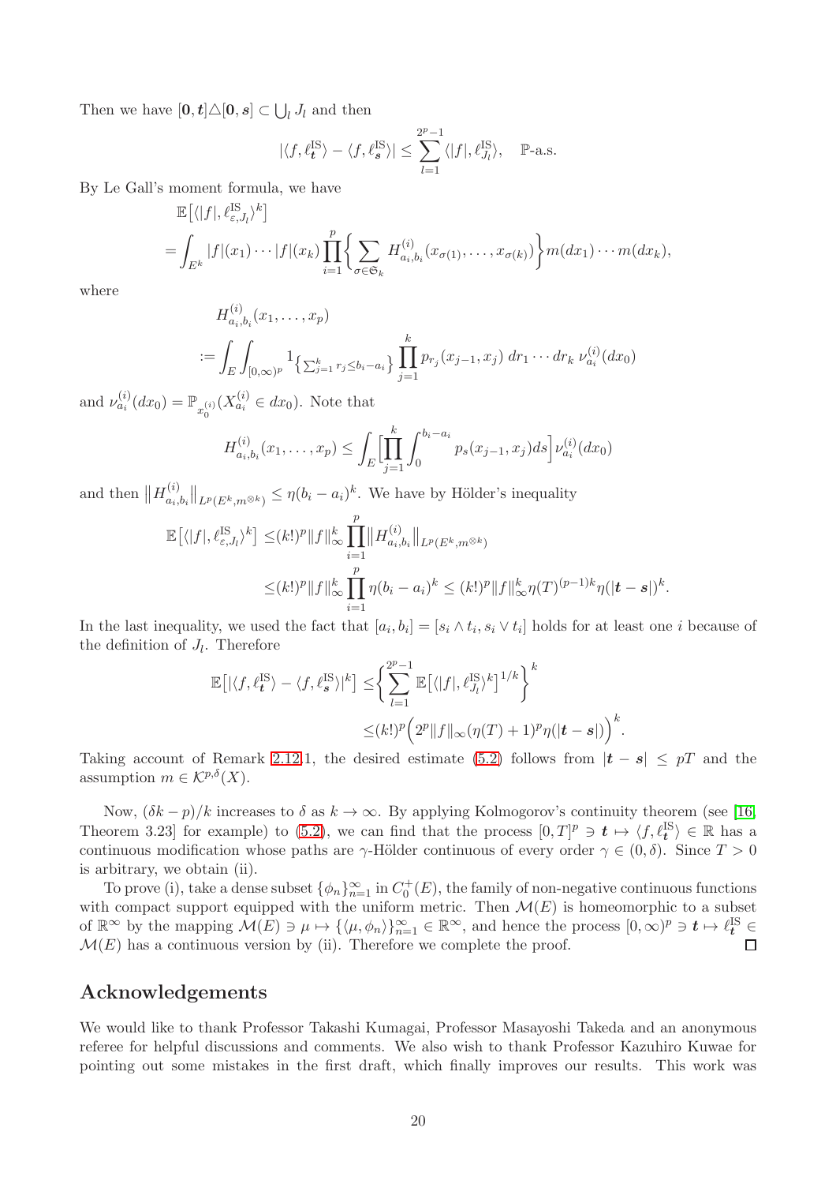Then we have $[\mathbf{0}, \boldsymbol{t}] \triangle [\mathbf{0}, \boldsymbol{s}] \subset \bigcup_l J_l$ and then

$$|\langle f, \ell^{\mathrm{IS}}_{\boldsymbol{t}} \rangle - \langle f, \ell^{\mathrm{IS}}_{\boldsymbol{s}} \rangle| \leq \sum_{l=1}^{2^p-1} \langle |f|, \ell^{\mathrm{IS}}_{J_l} \rangle, \quad \mathbb{P}\text{-a.s.}$$

By Le Gall's moment formula, we have

$$\begin{aligned}
&\mathbb{E}\big[\langle |f|, \ell^{\mathrm{IS}}_{\varepsilon, J_l} \rangle^k\big] \\
&= \int_{E^k} |f|(x_1) \cdots |f|(x_k) \prod_{i=1}^p \Big\{ \sum_{\sigma \in \mathfrak{S}_k} H^{(i)}_{a_i, b_i}(x_{\sigma(1)}, \ldots, x_{\sigma(k)}) \Big\} m(dx_1) \cdots m(dx_k),
\end{aligned}$$

where

$$\begin{aligned}
&H^{(i)}_{a_i, b_i}(x_1, \ldots, x_p) \\
&:= \int_E \int_{[0,\infty)^p} 1_{\left\{\sum_{j=1}^k r_j \leq b_i - a_i\right\}} \prod_{j=1}^k p_{r_j}(x_{j-1}, x_j) \, dr_1 \cdots dr_k \, \nu^{(i)}_{a_i}(dx_0)
\end{aligned}$$

and $\nu^{(i)}_{a_i}(dx_0) = \mathbb{P}_{x_0^{(i)}}(X^{(i)}_{a_i} \in dx_0)$. Note that

$$H^{(i)}_{a_i, b_i}(x_1, \ldots, x_p) \leq \int_E \Big[ \prod_{j=1}^k \int_0^{b_i - a_i} p_s(x_{j-1}, x_j) ds \Big] \nu^{(i)}_{a_i}(dx_0)$$

and then $\big\| H^{(i)}_{a_i, b_i} \big\|_{L^p(E^k, m^{\otimes k})} \leq \eta(b_i - a_i)^k$. We have by Hölder's inequality

$$\begin{aligned}
\mathbb{E}\big[\langle |f|, \ell^{\mathrm{IS}}_{\varepsilon, J_l} \rangle^k\big] &\leq (k!)^p \|f\|_\infty^k \prod_{i=1}^p \big\| H^{(i)}_{a_i, b_i} \big\|_{L^p(E^k, m^{\otimes k})} \\
&\leq (k!)^p \|f\|_\infty^k \prod_{i=1}^p \eta(b_i - a_i)^k \leq (k!)^p \|f\|_\infty^k \eta(T)^{(p-1)k} \eta(|\boldsymbol{t} - \boldsymbol{s}|)^k.
\end{aligned}$$

In the last inequality, we used the fact that $[a_i, b_i] = [s_i \wedge t_i, s_i \vee t_i]$ holds for at least one $i$ because of the definition of $J_l$. Therefore

$$\begin{aligned}
\mathbb{E}\big[|\langle f, \ell^{\mathrm{IS}}_{\boldsymbol{t}} \rangle - \langle f, \ell^{\mathrm{IS}}_{\boldsymbol{s}} \rangle|^k\big] &\leq \Big\{ \sum_{l=1}^{2^p-1} \mathbb{E}\big[\langle |f|, \ell^{\mathrm{IS}}_{J_l} \rangle^k\big]^{1/k} \Big\}^k \\
&\leq (k!)^p \Big( 2^p \|f\|_\infty (\eta(T) + 1)^p \eta(|\boldsymbol{t} - \boldsymbol{s}|) \Big)^k.
\end{aligned}$$

Taking account of Remark 2.12.1, the desired estimate (5.2) follows from $|\boldsymbol{t} - \boldsymbol{s}| \leq pT$ and the assumption $m \in \mathcal{K}^{p,\delta}(X)$.

Now, $(\delta k - p)/k$ increases to $\delta$ as $k \to \infty$. By applying Kolmogorov's continuity theorem (see [16, Theorem 3.23] for example) to (5.2), we can find that the process $[0,T]^p \ni \boldsymbol{t} \mapsto \langle f, \ell^{\mathrm{IS}}_{\boldsymbol{t}} \rangle \in \mathbb{R}$ has a continuous modification whose paths are $\gamma$-Hölder continuous of every order $\gamma \in (0, \delta)$. Since $T > 0$ is arbitrary, we obtain (ii).

To prove (i), take a dense subset $\{\phi_n\}_{n=1}^\infty$ in $C_0^+(E)$, the family of non-negative continuous functions with compact support equipped with the uniform metric. Then $\mathcal{M}(E)$ is homeomorphic to a subset of $\mathbb{R}^\infty$ by the mapping $\mathcal{M}(E) \ni \mu \mapsto \{\langle \mu, \phi_n \rangle\}_{n=1}^\infty \in \mathbb{R}^\infty$, and hence the process $[0,\infty)^p \ni \boldsymbol{t} \mapsto \ell^{\mathrm{IS}}_{\boldsymbol{t}} \in \mathcal{M}(E)$ has a continuous version by (ii). Therefore we complete the proof. $\square$

## Acknowledgements

We would like to thank Professor Takashi Kumagai, Professor Masayoshi Takeda and an anonymous referee for helpful discussions and comments. We also wish to thank Professor Kazuhiro Kuwae for pointing out some mistakes in the first draft, which finally improves our results. This work was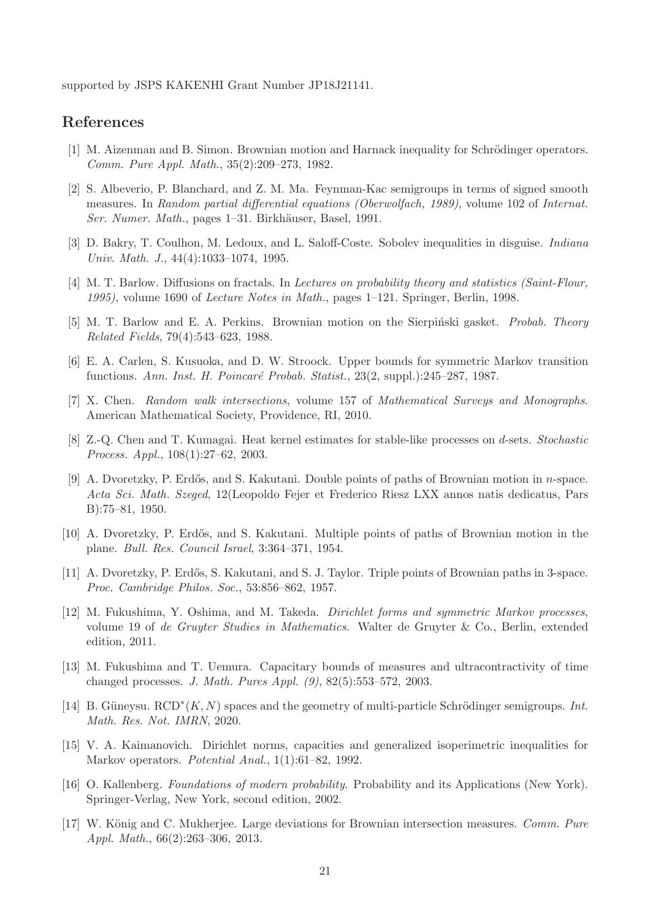supported by JSPS KAKENHI Grant Number JP18J21141.

## References

[1] M. Aizenman and B. Simon. Brownian motion and Harnack inequality for Schrödinger operators. *Comm. Pure Appl. Math.*, 35(2):209–273, 1982.

[2] S. Albeverio, P. Blanchard, and Z. M. Ma. Feynman-Kac semigroups in terms of signed smooth measures. In *Random partial differential equations (Oberwolfach, 1989)*, volume 102 of *Internat. Ser. Numer. Math.*, pages 1–31. Birkhäuser, Basel, 1991.

[3] D. Bakry, T. Coulhon, M. Ledoux, and L. Saloff-Coste. Sobolev inequalities in disguise. *Indiana Univ. Math. J.*, 44(4):1033–1074, 1995.

[4] M. T. Barlow. Diffusions on fractals. In *Lectures on probability theory and statistics (Saint-Flour, 1995)*, volume 1690 of *Lecture Notes in Math.*, pages 1–121. Springer, Berlin, 1998.

[5] M. T. Barlow and E. A. Perkins. Brownian motion on the Sierpiński gasket. *Probab. Theory Related Fields*, 79(4):543–623, 1988.

[6] E. A. Carlen, S. Kusuoka, and D. W. Stroock. Upper bounds for symmetric Markov transition functions. *Ann. Inst. H. Poincaré Probab. Statist.*, 23(2, suppl.):245–287, 1987.

[7] X. Chen. *Random walk intersections*, volume 157 of *Mathematical Surveys and Monographs*. American Mathematical Society, Providence, RI, 2010.

[8] Z.-Q. Chen and T. Kumagai. Heat kernel estimates for stable-like processes on $d$-sets. *Stochastic Process. Appl.*, 108(1):27–62, 2003.

[9] A. Dvoretzky, P. Erdős, and S. Kakutani. Double points of paths of Brownian motion in $n$-space. *Acta Sci. Math. Szeged*, 12(Leopoldo Fejer et Frederico Riesz LXX annos natis dedicatus, Pars B):75–81, 1950.

[10] A. Dvoretzky, P. Erdős, and S. Kakutani. Multiple points of paths of Brownian motion in the plane. *Bull. Res. Council Israel*, 3:364–371, 1954.

[11] A. Dvoretzky, P. Erdős, S. Kakutani, and S. J. Taylor. Triple points of Brownian paths in 3-space. *Proc. Cambridge Philos. Soc.*, 53:856–862, 1957.

[12] M. Fukushima, Y. Oshima, and M. Takeda. *Dirichlet forms and symmetric Markov processes*, volume 19 of *de Gruyter Studies in Mathematics*. Walter de Gruyter & Co., Berlin, extended edition, 2011.

[13] M. Fukushima and T. Uemura. Capacitary bounds of measures and ultracontractivity of time changed processes. *J. Math. Pures Appl. (9)*, 82(5):553–572, 2003.

[14] B. Güneysu. $\mathrm{RCD}^*(K, N)$ spaces and the geometry of multi-particle Schrödinger semigroups. *Int. Math. Res. Not. IMRN*, 2020.

[15] V. A. Kaimanovich. Dirichlet norms, capacities and generalized isoperimetric inequalities for Markov operators. *Potential Anal.*, 1(1):61–82, 1992.

[16] O. Kallenberg. *Foundations of modern probability*. Probability and its Applications (New York). Springer-Verlag, New York, second edition, 2002.

[17] W. König and C. Mukherjee. Large deviations for Brownian intersection measures. *Comm. Pure Appl. Math.*, 66(2):263–306, 2013.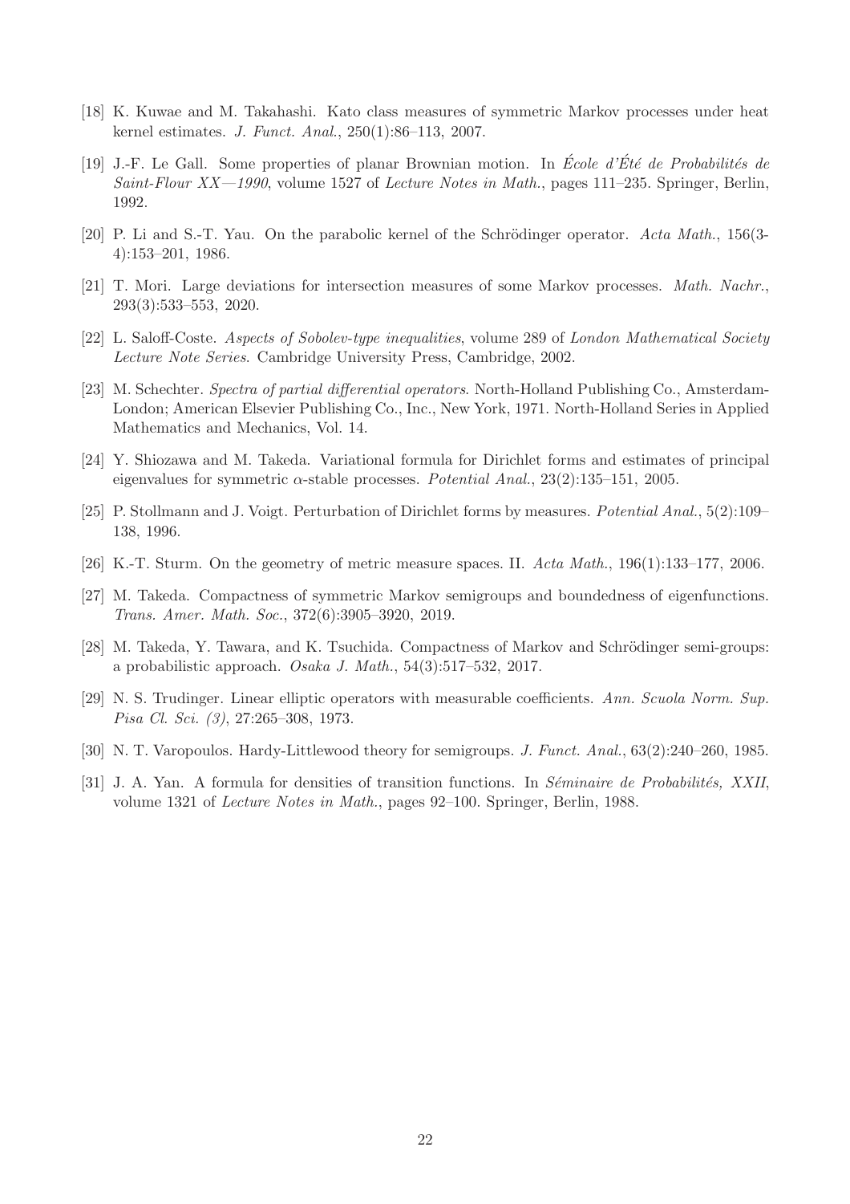[18] K. Kuwae and M. Takahashi. Kato class measures of symmetric Markov processes under heat kernel estimates. *J. Funct. Anal.*, 250(1):86–113, 2007.

[19] J.-F. Le Gall. Some properties of planar Brownian motion. In *École d'Été de Probabilités de Saint-Flour XX—1990*, volume 1527 of *Lecture Notes in Math.*, pages 111–235. Springer, Berlin, 1992.

[20] P. Li and S.-T. Yau. On the parabolic kernel of the Schrödinger operator. *Acta Math.*, 156(3-4):153–201, 1986.

[21] T. Mori. Large deviations for intersection measures of some Markov processes. *Math. Nachr.*, 293(3):533–553, 2020.

[22] L. Saloff-Coste. *Aspects of Sobolev-type inequalities*, volume 289 of *London Mathematical Society Lecture Note Series*. Cambridge University Press, Cambridge, 2002.

[23] M. Schechter. *Spectra of partial differential operators*. North-Holland Publishing Co., Amsterdam-London; American Elsevier Publishing Co., Inc., New York, 1971. North-Holland Series in Applied Mathematics and Mechanics, Vol. 14.

[24] Y. Shiozawa and M. Takeda. Variational formula for Dirichlet forms and estimates of principal eigenvalues for symmetric $\alpha$-stable processes. *Potential Anal.*, 23(2):135–151, 2005.

[25] P. Stollmann and J. Voigt. Perturbation of Dirichlet forms by measures. *Potential Anal.*, 5(2):109–138, 1996.

[26] K.-T. Sturm. On the geometry of metric measure spaces. II. *Acta Math.*, 196(1):133–177, 2006.

[27] M. Takeda. Compactness of symmetric Markov semigroups and boundedness of eigenfunctions. *Trans. Amer. Math. Soc.*, 372(6):3905–3920, 2019.

[28] M. Takeda, Y. Tawara, and K. Tsuchida. Compactness of Markov and Schrödinger semi-groups: a probabilistic approach. *Osaka J. Math.*, 54(3):517–532, 2017.

[29] N. S. Trudinger. Linear elliptic operators with measurable coefficients. *Ann. Scuola Norm. Sup. Pisa Cl. Sci. (3)*, 27:265–308, 1973.

[30] N. T. Varopoulos. Hardy-Littlewood theory for semigroups. *J. Funct. Anal.*, 63(2):240–260, 1985.

[31] J. A. Yan. A formula for densities of transition functions. In *Séminaire de Probabilités, XXII*, volume 1321 of *Lecture Notes in Math.*, pages 92–100. Springer, Berlin, 1988.